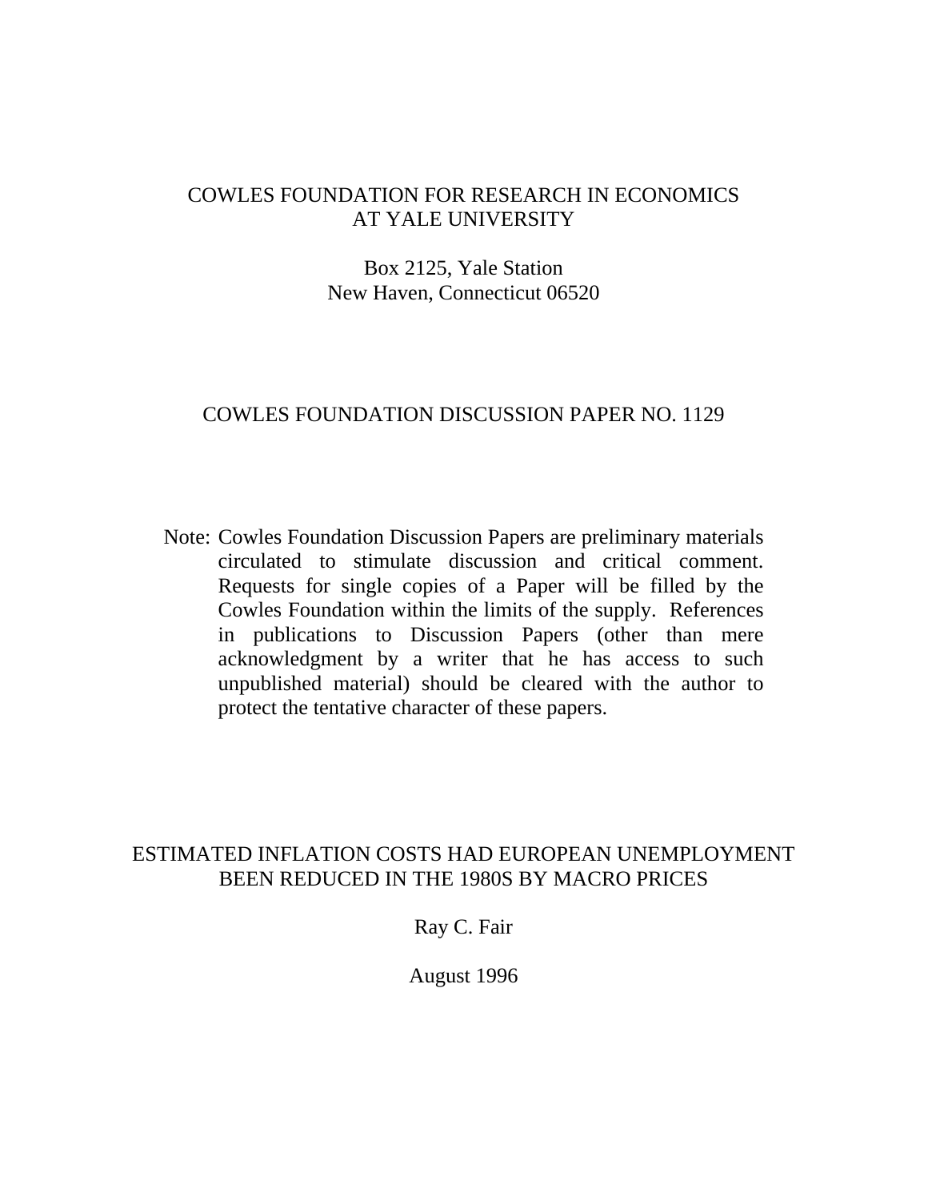COWLES FOUNDATION FOR RESEARCH IN ECONOMICS
AT YALE UNIVERSITY

Box 2125, Yale Station
New Haven, Connecticut 06520

COWLES FOUNDATION DISCUSSION PAPER NO. 1129

Note: Cowles Foundation Discussion Papers are preliminary materials circulated to stimulate discussion and critical comment. Requests for single copies of a Paper will be filled by the Cowles Foundation within the limits of the supply. References in publications to Discussion Papers (other than mere acknowledgment by a writer that he has access to such unpublished material) should be cleared with the author to protect the tentative character of these papers.

# ESTIMATED INFLATION COSTS HAD EUROPEAN UNEMPLOYMENT BEEN REDUCED IN THE 1980S BY MACRO PRICES

Ray C. Fair

August 1996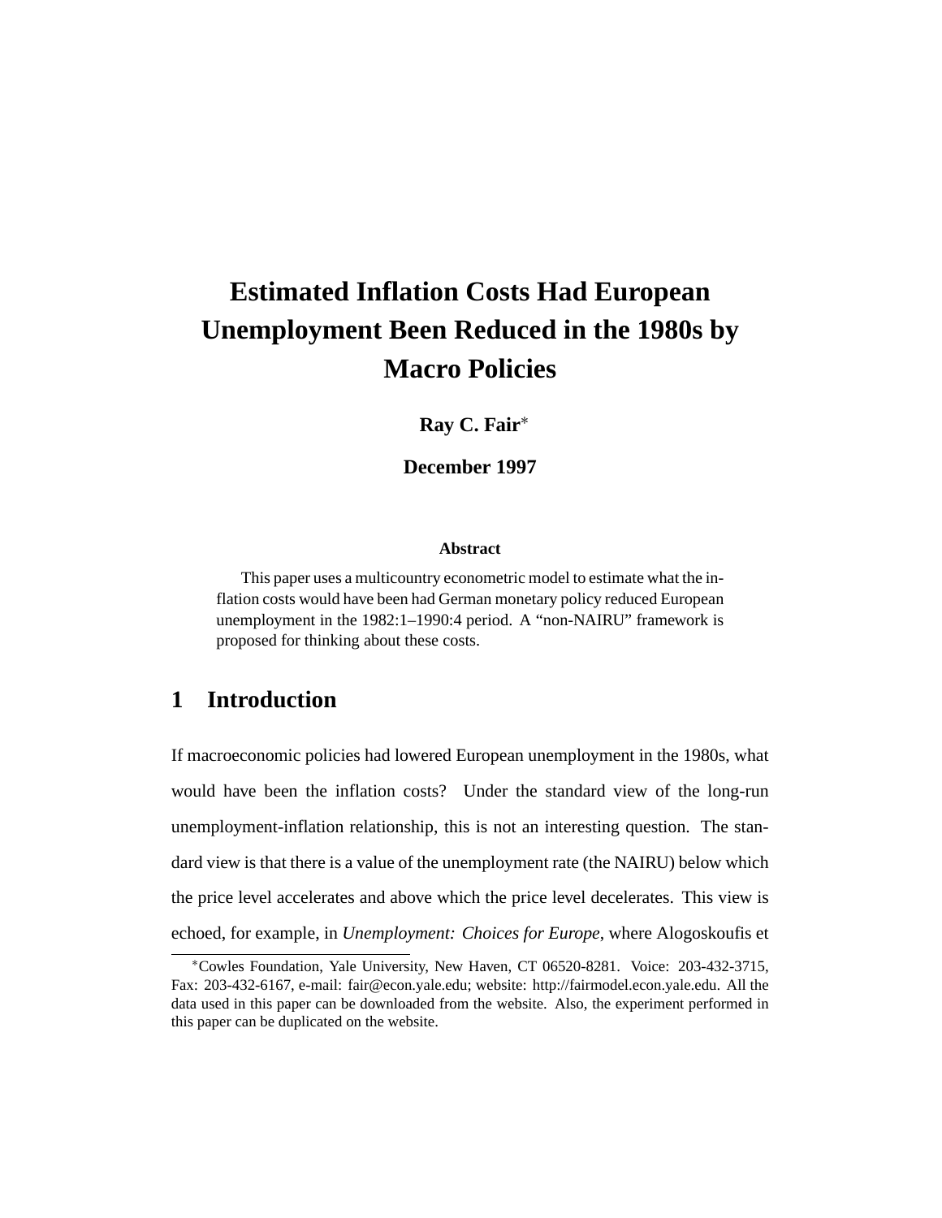# Estimated Inflation Costs Had European Unemployment Been Reduced in the 1980s by Macro Policies

**Ray C. Fair***

**December 1997**

**Abstract**

This paper uses a multicountry econometric model to estimate what the inflation costs would have been had German monetary policy reduced European unemployment in the 1982:1–1990:4 period. A "non-NAIRU" framework is proposed for thinking about these costs.

## 1 Introduction

If macroeconomic policies had lowered European unemployment in the 1980s, what would have been the inflation costs? Under the standard view of the long-run unemployment-inflation relationship, this is not an interesting question. The standard view is that there is a value of the unemployment rate (the NAIRU) below which the price level accelerates and above which the price level decelerates. This view is echoed, for example, in *Unemployment: Choices for Europe*, where Alogoskoufis et

*Cowles Foundation, Yale University, New Haven, CT 06520-8281. Voice: 203-432-3715, Fax: 203-432-6167, e-mail: fair@econ.yale.edu; website: http://fairmodel.econ.yale.edu. All the data used in this paper can be downloaded from the website. Also, the experiment performed in this paper can be duplicated on the website.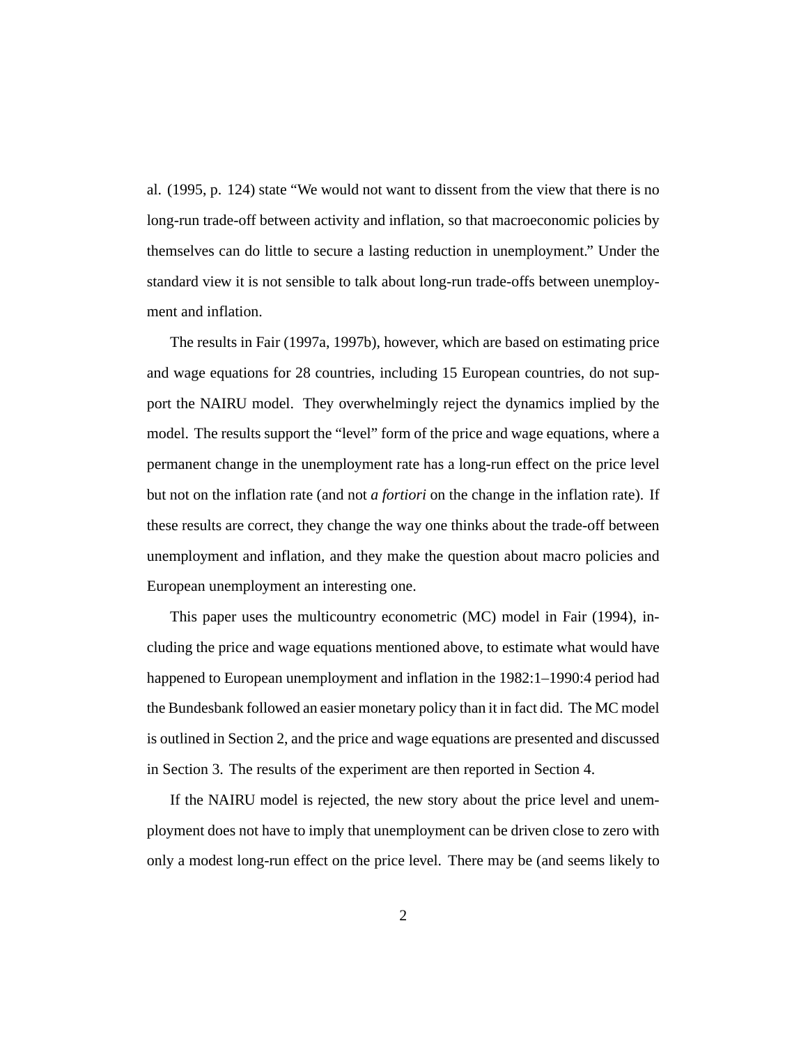al. (1995, p. 124) state "We would not want to dissent from the view that there is no long-run trade-off between activity and inflation, so that macroeconomic policies by themselves can do little to secure a lasting reduction in unemployment." Under the standard view it is not sensible to talk about long-run trade-offs between unemployment and inflation.

The results in Fair (1997a, 1997b), however, which are based on estimating price and wage equations for 28 countries, including 15 European countries, do not support the NAIRU model. They overwhelmingly reject the dynamics implied by the model. The results support the "level" form of the price and wage equations, where a permanent change in the unemployment rate has a long-run effect on the price level but not on the inflation rate (and not *a fortiori* on the change in the inflation rate). If these results are correct, they change the way one thinks about the trade-off between unemployment and inflation, and they make the question about macro policies and European unemployment an interesting one.

This paper uses the multicountry econometric (MC) model in Fair (1994), including the price and wage equations mentioned above, to estimate what would have happened to European unemployment and inflation in the 1982:1–1990:4 period had the Bundesbank followed an easier monetary policy than it in fact did. The MC model is outlined in Section 2, and the price and wage equations are presented and discussed in Section 3. The results of the experiment are then reported in Section 4.

If the NAIRU model is rejected, the new story about the price level and unemployment does not have to imply that unemployment can be driven close to zero with only a modest long-run effect on the price level. There may be (and seems likely to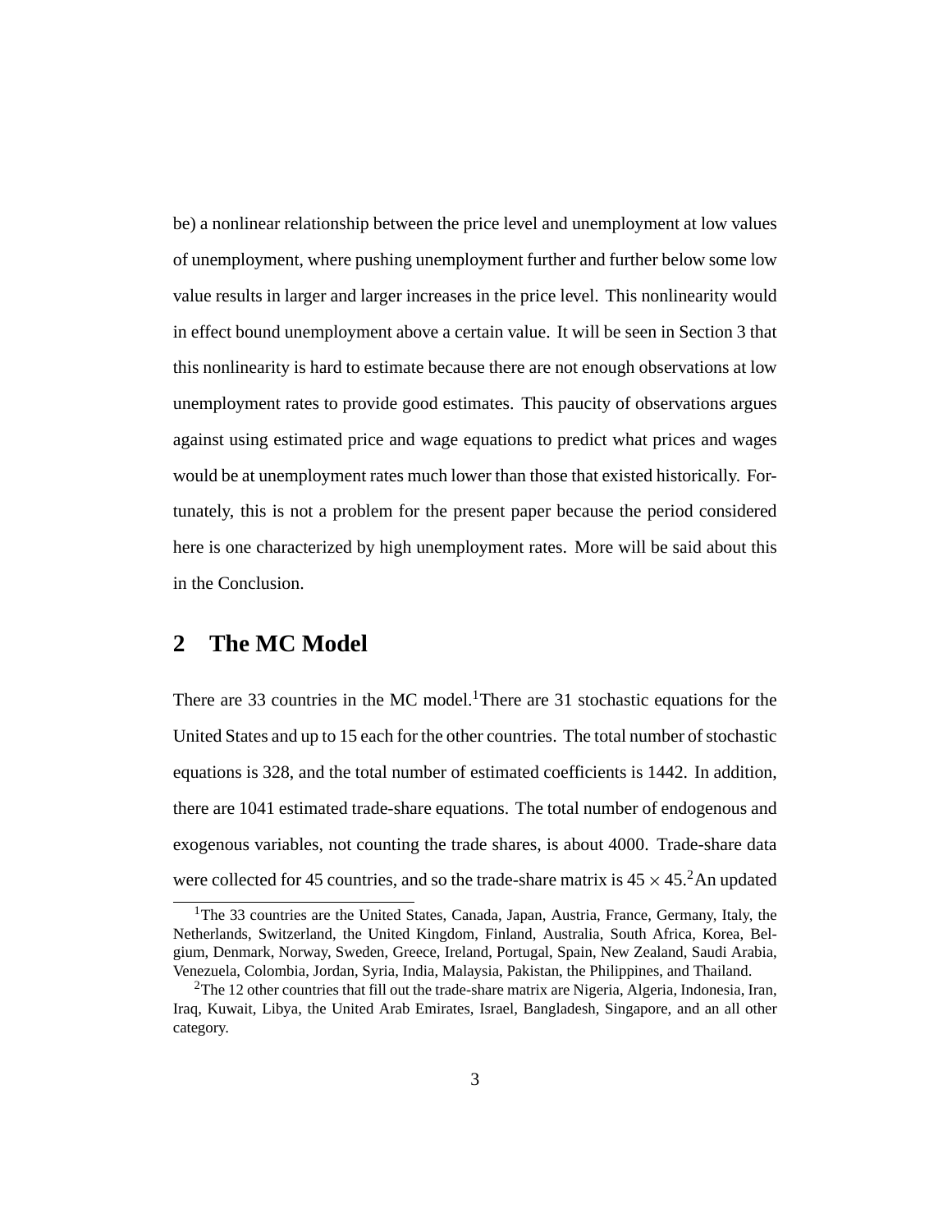be) a nonlinear relationship between the price level and unemployment at low values of unemployment, where pushing unemployment further and further below some low value results in larger and larger increases in the price level. This nonlinearity would in effect bound unemployment above a certain value. It will be seen in Section 3 that this nonlinearity is hard to estimate because there are not enough observations at low unemployment rates to provide good estimates. This paucity of observations argues against using estimated price and wage equations to predict what prices and wages would be at unemployment rates much lower than those that existed historically. Fortunately, this is not a problem for the present paper because the period considered here is one characterized by high unemployment rates. More will be said about this in the Conclusion.

## 2 The MC Model

There are 33 countries in the MC model.[1] There are 31 stochastic equations for the United States and up to 15 each for the other countries. The total number of stochastic equations is 328, and the total number of estimated coefficients is 1442. In addition, there are 1041 estimated trade-share equations. The total number of endogenous and exogenous variables, not counting the trade shares, is about 4000. Trade-share data were collected for 45 countries, and so the trade-share matrix is $45 \times 45$.[2] An updated

[1] The 33 countries are the United States, Canada, Japan, Austria, France, Germany, Italy, the Netherlands, Switzerland, the United Kingdom, Finland, Australia, South Africa, Korea, Belgium, Denmark, Norway, Sweden, Greece, Ireland, Portugal, Spain, New Zealand, Saudi Arabia, Venezuela, Colombia, Jordan, Syria, India, Malaysia, Pakistan, the Philippines, and Thailand.

[2] The 12 other countries that fill out the trade-share matrix are Nigeria, Algeria, Indonesia, Iran, Iraq, Kuwait, Libya, the United Arab Emirates, Israel, Bangladesh, Singapore, and an all other category.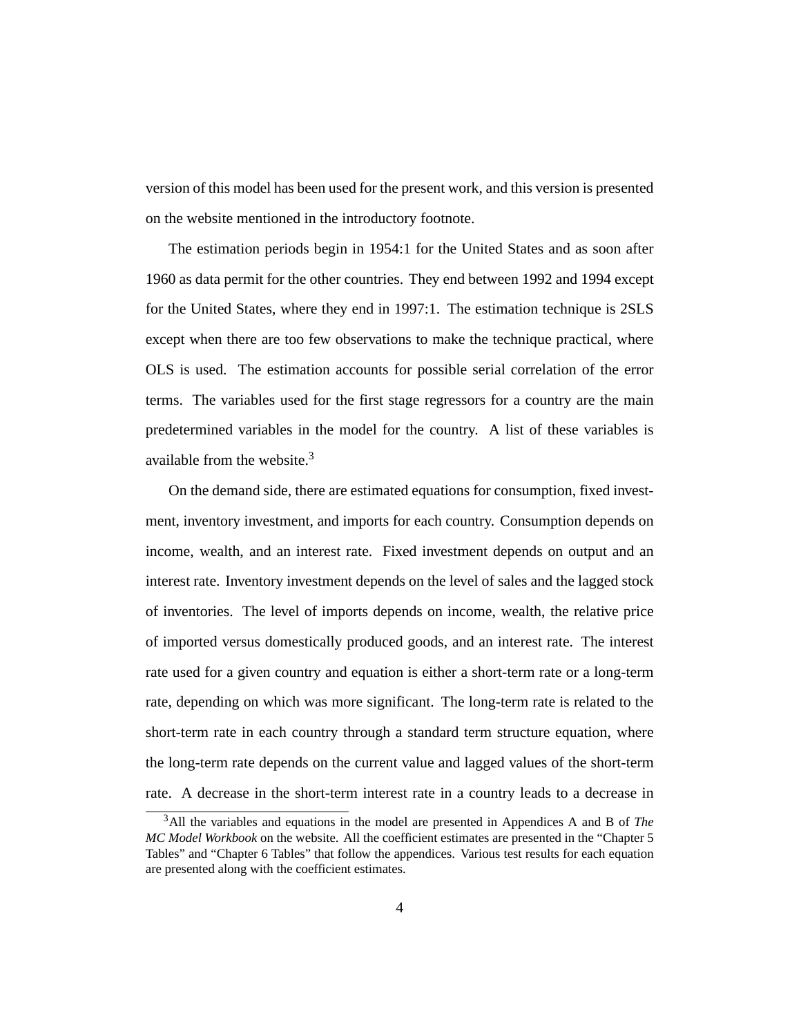version of this model has been used for the present work, and this version is presented on the website mentioned in the introductory footnote.

The estimation periods begin in 1954:1 for the United States and as soon after 1960 as data permit for the other countries. They end between 1992 and 1994 except for the United States, where they end in 1997:1. The estimation technique is 2SLS except when there are too few observations to make the technique practical, where OLS is used. The estimation accounts for possible serial correlation of the error terms. The variables used for the first stage regressors for a country are the main predetermined variables in the model for the country. A list of these variables is available from the website.[3]

On the demand side, there are estimated equations for consumption, fixed investment, inventory investment, and imports for each country. Consumption depends on income, wealth, and an interest rate. Fixed investment depends on output and an interest rate. Inventory investment depends on the level of sales and the lagged stock of inventories. The level of imports depends on income, wealth, the relative price of imported versus domestically produced goods, and an interest rate. The interest rate used for a given country and equation is either a short-term rate or a long-term rate, depending on which was more significant. The long-term rate is related to the short-term rate in each country through a standard term structure equation, where the long-term rate depends on the current value and lagged values of the short-term rate. A decrease in the short-term interest rate in a country leads to a decrease in

[3]All the variables and equations in the model are presented in Appendices A and B of *The MC Model Workbook* on the website. All the coefficient estimates are presented in the "Chapter 5 Tables" and "Chapter 6 Tables" that follow the appendices. Various test results for each equation are presented along with the coefficient estimates.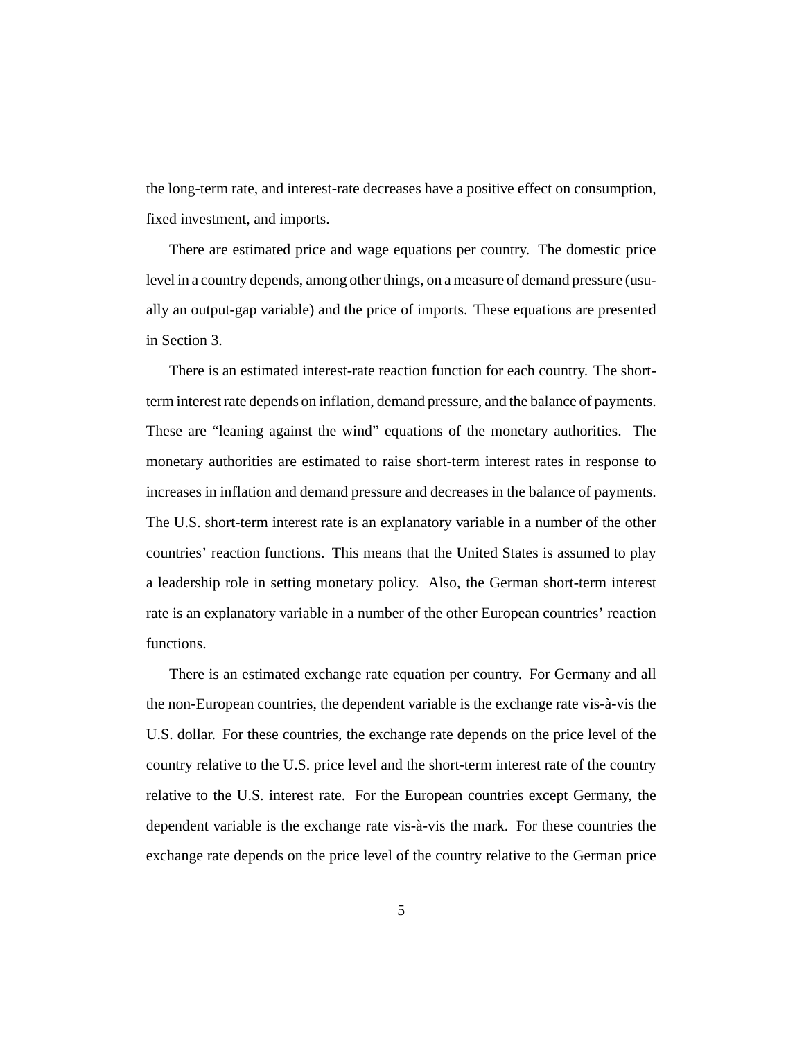the long-term rate, and interest-rate decreases have a positive effect on consumption, fixed investment, and imports.

There are estimated price and wage equations per country. The domestic price level in a country depends, among other things, on a measure of demand pressure (usually an output-gap variable) and the price of imports. These equations are presented in Section 3.

There is an estimated interest-rate reaction function for each country. The short-term interest rate depends on inflation, demand pressure, and the balance of payments. These are "leaning against the wind" equations of the monetary authorities. The monetary authorities are estimated to raise short-term interest rates in response to increases in inflation and demand pressure and decreases in the balance of payments. The U.S. short-term interest rate is an explanatory variable in a number of the other countries' reaction functions. This means that the United States is assumed to play a leadership role in setting monetary policy. Also, the German short-term interest rate is an explanatory variable in a number of the other European countries' reaction functions.

There is an estimated exchange rate equation per country. For Germany and all the non-European countries, the dependent variable is the exchange rate vis-à-vis the U.S. dollar. For these countries, the exchange rate depends on the price level of the country relative to the U.S. price level and the short-term interest rate of the country relative to the U.S. interest rate. For the European countries except Germany, the dependent variable is the exchange rate vis-à-vis the mark. For these countries the exchange rate depends on the price level of the country relative to the German price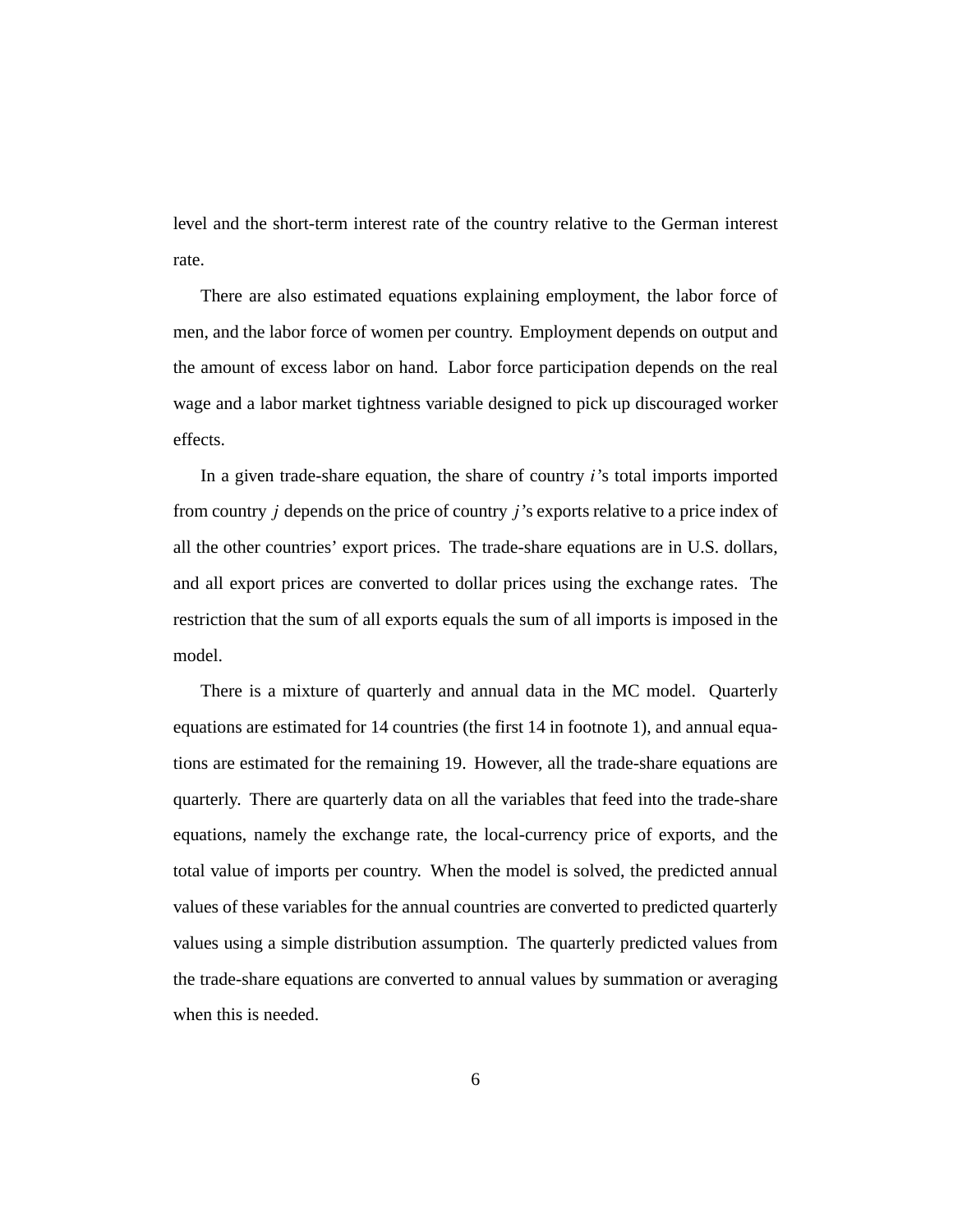level and the short-term interest rate of the country relative to the German interest rate.

There are also estimated equations explaining employment, the labor force of men, and the labor force of women per country. Employment depends on output and the amount of excess labor on hand. Labor force participation depends on the real wage and a labor market tightness variable designed to pick up discouraged worker effects.

In a given trade-share equation, the share of country $i$'s total imports imported from country $j$ depends on the price of country $j$'s exports relative to a price index of all the other countries' export prices. The trade-share equations are in U.S. dollars, and all export prices are converted to dollar prices using the exchange rates. The restriction that the sum of all exports equals the sum of all imports is imposed in the model.

There is a mixture of quarterly and annual data in the MC model. Quarterly equations are estimated for 14 countries (the first 14 in footnote 1), and annual equations are estimated for the remaining 19. However, all the trade-share equations are quarterly. There are quarterly data on all the variables that feed into the trade-share equations, namely the exchange rate, the local-currency price of exports, and the total value of imports per country. When the model is solved, the predicted annual values of these variables for the annual countries are converted to predicted quarterly values using a simple distribution assumption. The quarterly predicted values from the trade-share equations are converted to annual values by summation or averaging when this is needed.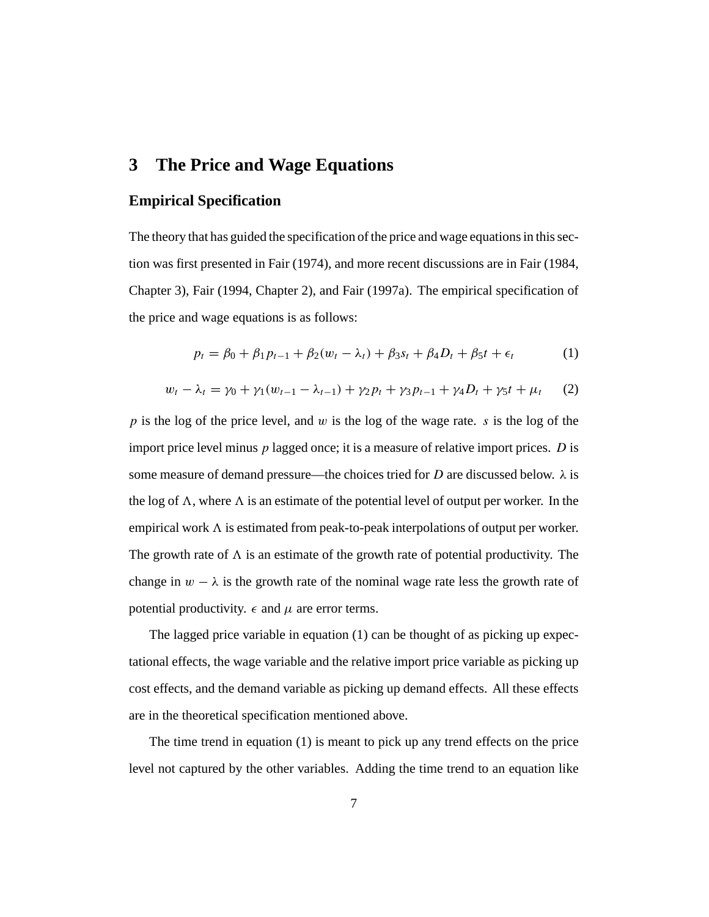## 3 The Price and Wage Equations

### Empirical Specification

The theory that has guided the specification of the price and wage equations in this section was first presented in Fair (1974), and more recent discussions are in Fair (1984, Chapter 3), Fair (1994, Chapter 2), and Fair (1997a). The empirical specification of the price and wage equations is as follows:

$$p_t = \beta_0 + \beta_1 p_{t-1} + \beta_2(w_t - \lambda_t) + \beta_3 s_t + \beta_4 D_t + \beta_5 t + \epsilon_t \quad (1)$$

$$w_t - \lambda_t = \gamma_0 + \gamma_1(w_{t-1} - \lambda_{t-1}) + \gamma_2 p_t + \gamma_3 p_{t-1} + \gamma_4 D_t + \gamma_5 t + \mu_t \quad (2)$$

$p$ is the log of the price level, and $w$ is the log of the wage rate. $s$ is the log of the import price level minus $p$ lagged once; it is a measure of relative import prices. $D$ is some measure of demand pressure—the choices tried for $D$ are discussed below. $\lambda$ is the log of $\Lambda$, where $\Lambda$ is an estimate of the potential level of output per worker. In the empirical work $\Lambda$ is estimated from peak-to-peak interpolations of output per worker. The growth rate of $\Lambda$ is an estimate of the growth rate of potential productivity. The change in $w - \lambda$ is the growth rate of the nominal wage rate less the growth rate of potential productivity. $\epsilon$ and $\mu$ are error terms.

The lagged price variable in equation (1) can be thought of as picking up expectational effects, the wage variable and the relative import price variable as picking up cost effects, and the demand variable as picking up demand effects. All these effects are in the theoretical specification mentioned above.

The time trend in equation (1) is meant to pick up any trend effects on the price level not captured by the other variables. Adding the time trend to an equation like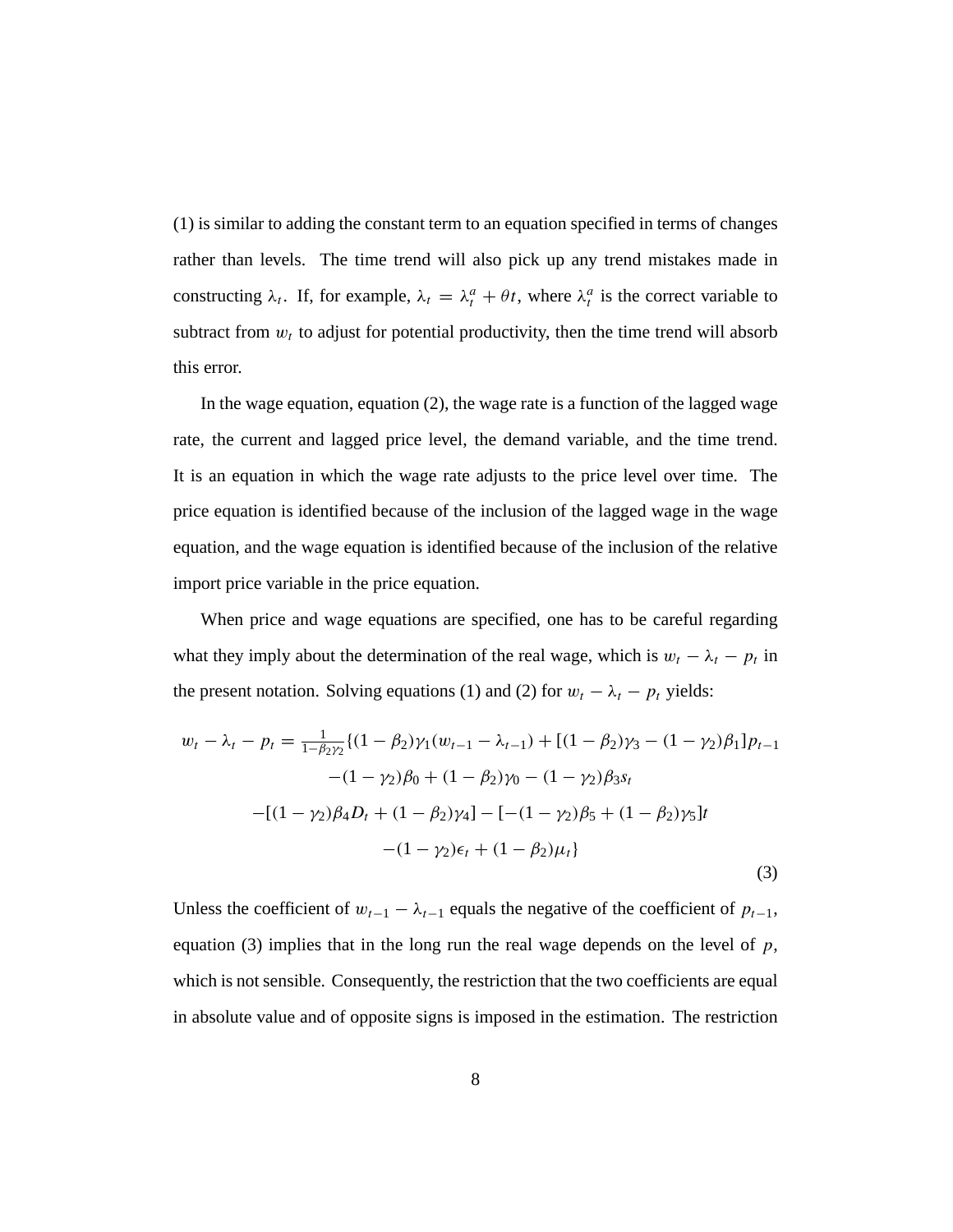(1) is similar to adding the constant term to an equation specified in terms of changes rather than levels. The time trend will also pick up any trend mistakes made in constructing $\lambda_t$. If, for example, $\lambda_t = \lambda_t^a + \theta t$, where $\lambda_t^a$ is the correct variable to subtract from $w_t$ to adjust for potential productivity, then the time trend will absorb this error.

In the wage equation, equation (2), the wage rate is a function of the lagged wage rate, the current and lagged price level, the demand variable, and the time trend. It is an equation in which the wage rate adjusts to the price level over time. The price equation is identified because of the inclusion of the lagged wage in the wage equation, and the wage equation is identified because of the inclusion of the relative import price variable in the price equation.

When price and wage equations are specified, one has to be careful regarding what they imply about the determination of the real wage, which is $w_t - \lambda_t - p_t$ in the present notation. Solving equations (1) and (2) for $w_t - \lambda_t - p_t$ yields:

$$
\begin{aligned}
w_t - \lambda_t - p_t = \tfrac{1}{1-\beta_2\gamma_2}\{&(1-\beta_2)\gamma_1(w_{t-1}-\lambda_{t-1}) + [(1-\beta_2)\gamma_3 - (1-\gamma_2)\beta_1]p_{t-1} \\
&-(1-\gamma_2)\beta_0 + (1-\beta_2)\gamma_0 - (1-\gamma_2)\beta_3 s_t \\
&-[(1-\gamma_2)\beta_4 D_t + (1-\beta_2)\gamma_4] - [-(1-\gamma_2)\beta_5 + (1-\beta_2)\gamma_5]t \\
&-(1-\gamma_2)\epsilon_t + (1-\beta_2)\mu_t\}
\end{aligned}
\tag{3}
$$

Unless the coefficient of $w_{t-1} - \lambda_{t-1}$ equals the negative of the coefficient of $p_{t-1}$, equation (3) implies that in the long run the real wage depends on the level of $p$, which is not sensible. Consequently, the restriction that the two coefficients are equal in absolute value and of opposite signs is imposed in the estimation. The restriction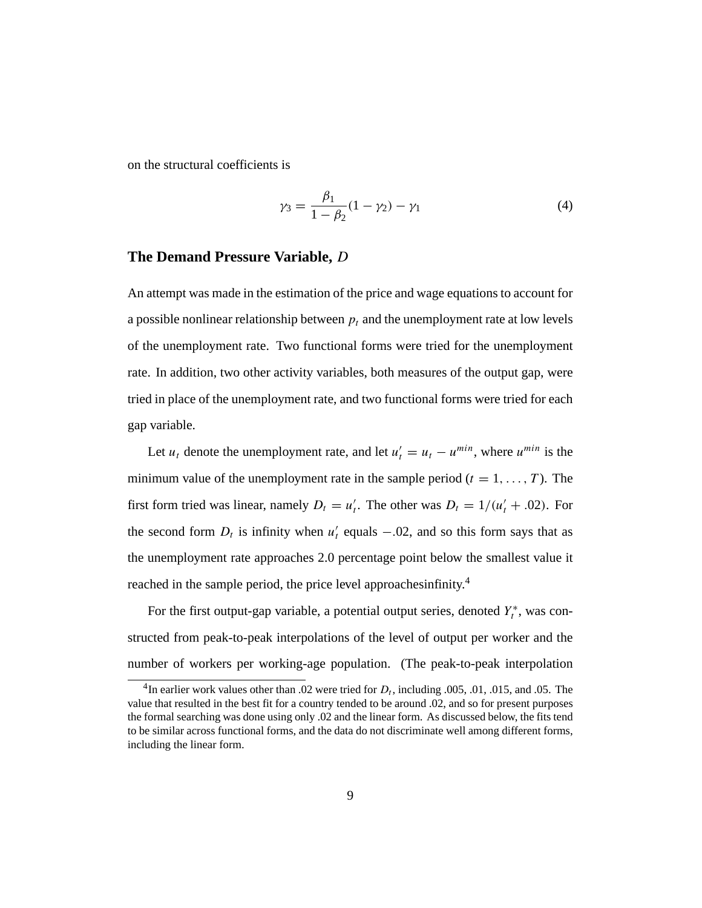on the structural coefficients is

$$\gamma_3 = \frac{\beta_1}{1 - \beta_2}(1 - \gamma_2) - \gamma_1 \tag{4}$$

### The Demand Pressure Variable, $D$

An attempt was made in the estimation of the price and wage equations to account for a possible nonlinear relationship between $p_t$ and the unemployment rate at low levels of the unemployment rate. Two functional forms were tried for the unemployment rate. In addition, two other activity variables, both measures of the output gap, were tried in place of the unemployment rate, and two functional forms were tried for each gap variable.

Let $u_t$ denote the unemployment rate, and let $u'_t = u_t - u^{min}$, where $u^{min}$ is the minimum value of the unemployment rate in the sample period ($t = 1, \ldots, T$). The first form tried was linear, namely $D_t = u'_t$. The other was $D_t = 1/(u'_t + .02)$. For the second form $D_t$ is infinity when $u'_t$ equals $-.02$, and so this form says that as the unemployment rate approaches 2.0 percentage point below the smallest value it reached in the sample period, the price level approachesinfinity.[4]

For the first output-gap variable, a potential output series, denoted $Y^*_t$, was constructed from peak-to-peak interpolations of the level of output per worker and the number of workers per working-age population. (The peak-to-peak interpolation

[4] In earlier work values other than .02 were tried for $D_t$, including .005, .01, .015, and .05. The value that resulted in the best fit for a country tended to be around .02, and so for present purposes the formal searching was done using only .02 and the linear form. As discussed below, the fits tend to be similar across functional forms, and the data do not discriminate well among different forms, including the linear form.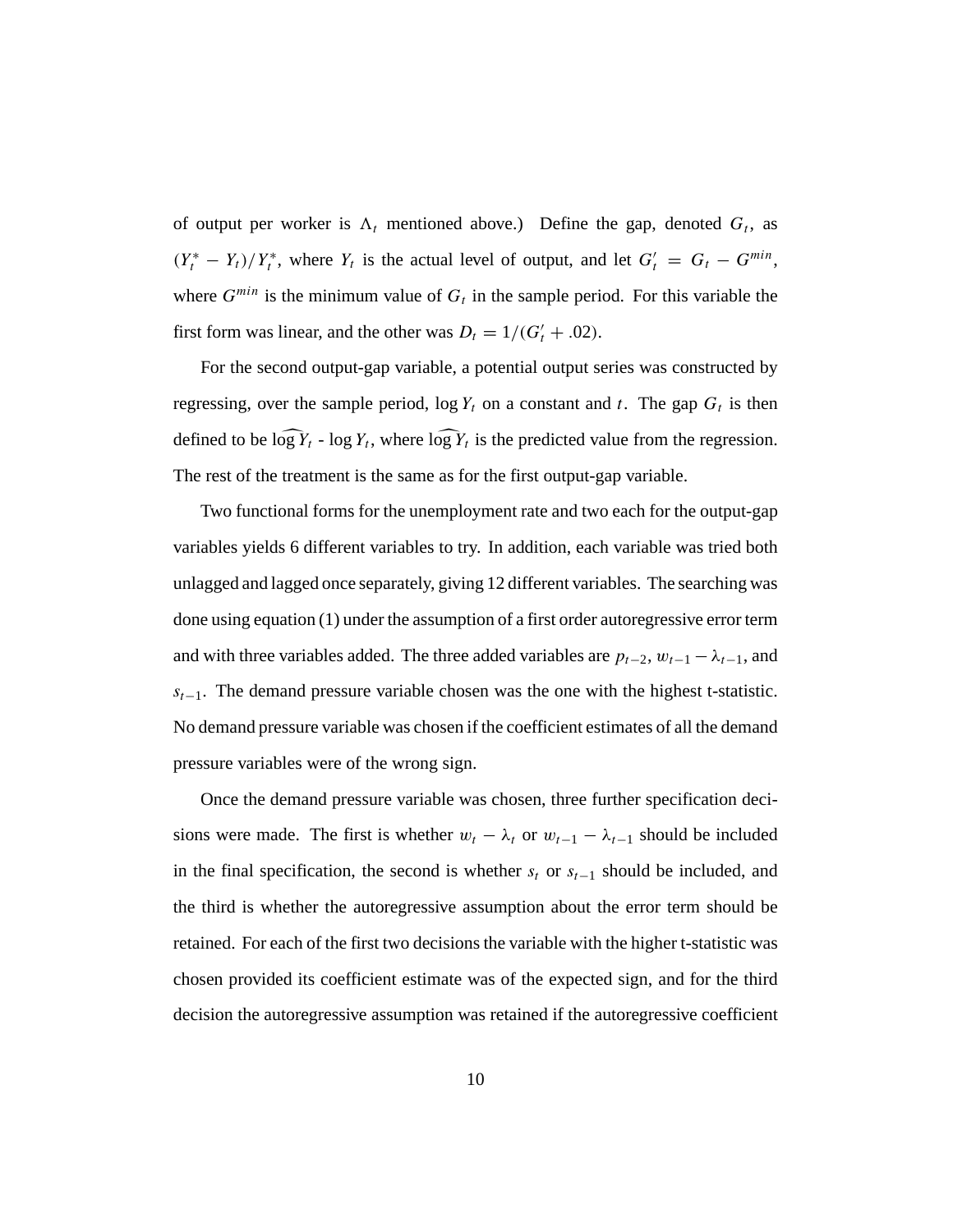of output per worker is $\Lambda_t$ mentioned above.) Define the gap, denoted $G_t$, as $(Y_t^* - Y_t)/Y_t^*$, where $Y_t$ is the actual level of output, and let $G_t' = G_t - G^{min}$, where $G^{min}$ is the minimum value of $G_t$ in the sample period. For this variable the first form was linear, and the other was $D_t = 1/(G_t' + .02)$.

For the second output-gap variable, a potential output series was constructed by regressing, over the sample period, $\log Y_t$ on a constant and $t$. The gap $G_t$ is then defined to be $\widehat{\log Y_t}$ - $\log Y_t$, where $\widehat{\log Y_t}$ is the predicted value from the regression. The rest of the treatment is the same as for the first output-gap variable.

Two functional forms for the unemployment rate and two each for the output-gap variables yields 6 different variables to try. In addition, each variable was tried both unlagged and lagged once separately, giving 12 different variables. The searching was done using equation (1) under the assumption of a first order autoregressive error term and with three variables added. The three added variables are $p_{t-2}$, $w_{t-1} - \lambda_{t-1}$, and $s_{t-1}$. The demand pressure variable chosen was the one with the highest t-statistic. No demand pressure variable was chosen if the coefficient estimates of all the demand pressure variables were of the wrong sign.

Once the demand pressure variable was chosen, three further specification decisions were made. The first is whether $w_t - \lambda_t$ or $w_{t-1} - \lambda_{t-1}$ should be included in the final specification, the second is whether $s_t$ or $s_{t-1}$ should be included, and the third is whether the autoregressive assumption about the error term should be retained. For each of the first two decisions the variable with the higher t-statistic was chosen provided its coefficient estimate was of the expected sign, and for the third decision the autoregressive assumption was retained if the autoregressive coefficient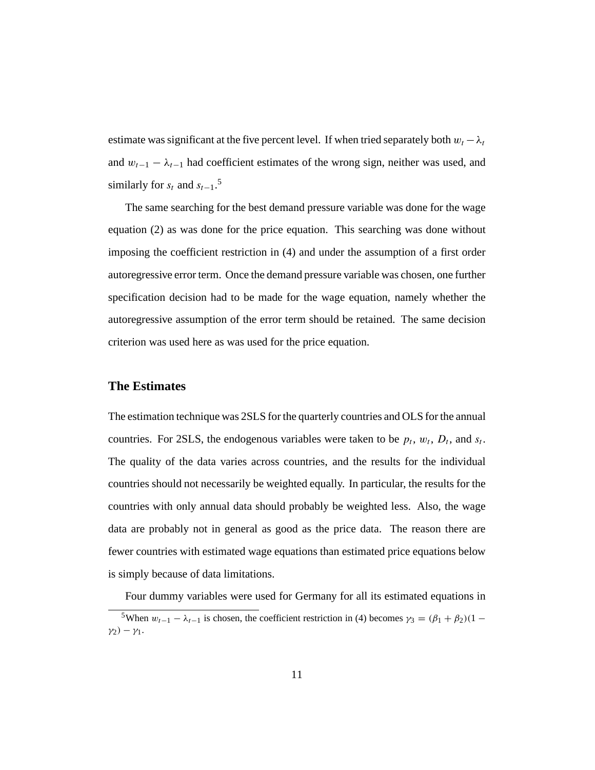estimate was significant at the five percent level. If when tried separately both $w_t - \lambda_t$ and $w_{t-1} - \lambda_{t-1}$ had coefficient estimates of the wrong sign, neither was used, and similarly for $s_t$ and $s_{t-1}$.[5]

The same searching for the best demand pressure variable was done for the wage equation (2) as was done for the price equation. This searching was done without imposing the coefficient restriction in (4) and under the assumption of a first order autoregressive error term. Once the demand pressure variable was chosen, one further specification decision had to be made for the wage equation, namely whether the autoregressive assumption of the error term should be retained. The same decision criterion was used here as was used for the price equation.

## The Estimates

The estimation technique was 2SLS for the quarterly countries and OLS for the annual countries. For 2SLS, the endogenous variables were taken to be $p_t$, $w_t$, $D_t$, and $s_t$. The quality of the data varies across countries, and the results for the individual countries should not necessarily be weighted equally. In particular, the results for the countries with only annual data should probably be weighted less. Also, the wage data are probably not in general as good as the price data. The reason there are fewer countries with estimated wage equations than estimated price equations below is simply because of data limitations.

Four dummy variables were used for Germany for all its estimated equations in

---

[5] When $w_{t-1} - \lambda_{t-1}$ is chosen, the coefficient restriction in (4) becomes $\gamma_3 = (\beta_1 + \beta_2)(1 - \gamma_2) - \gamma_1$.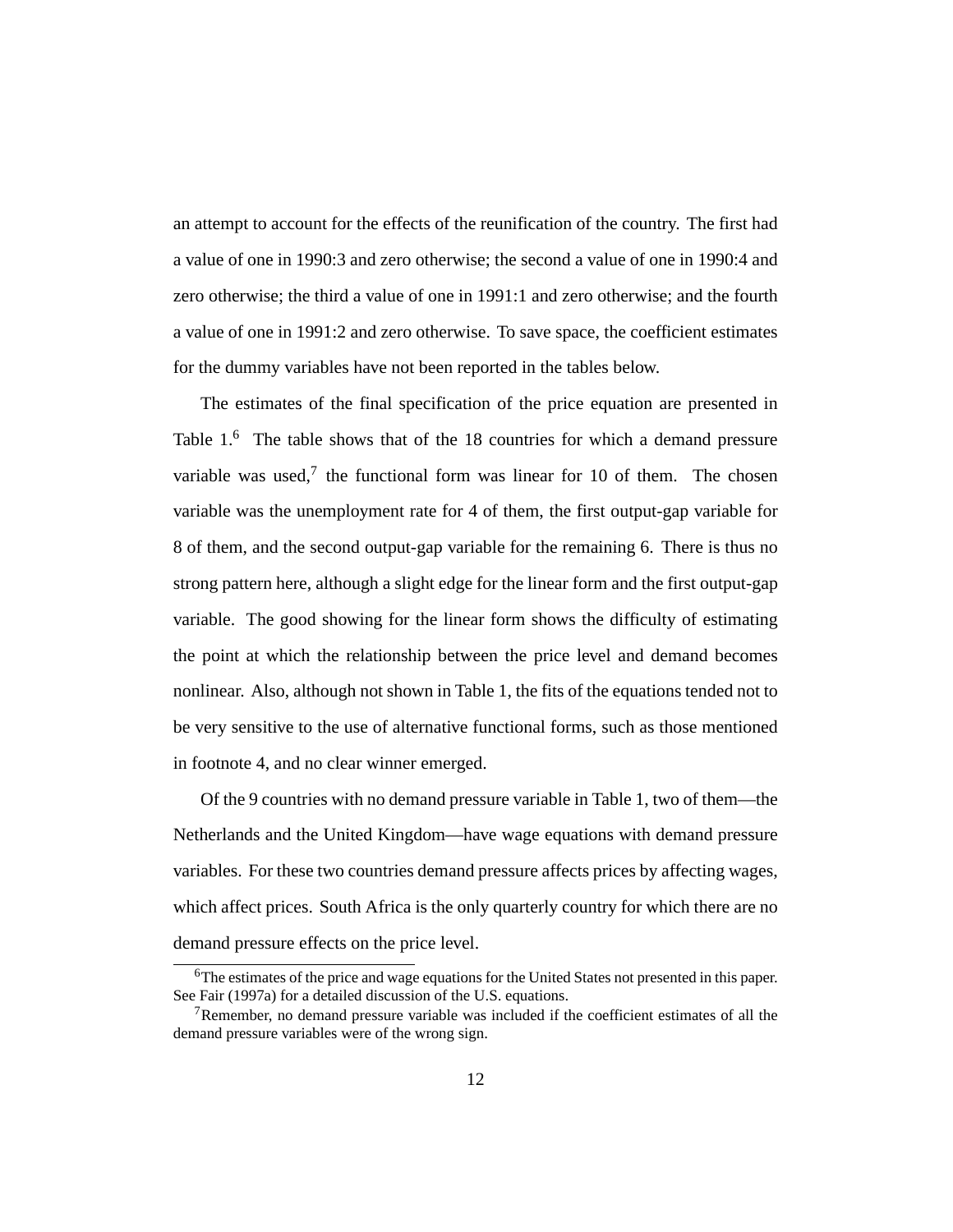an attempt to account for the effects of the reunification of the country. The first had a value of one in 1990:3 and zero otherwise; the second a value of one in 1990:4 and zero otherwise; the third a value of one in 1991:1 and zero otherwise; and the fourth a value of one in 1991:2 and zero otherwise. To save space, the coefficient estimates for the dummy variables have not been reported in the tables below.

The estimates of the final specification of the price equation are presented in Table 1.[6] The table shows that of the 18 countries for which a demand pressure variable was used,[7] the functional form was linear for 10 of them. The chosen variable was the unemployment rate for 4 of them, the first output-gap variable for 8 of them, and the second output-gap variable for the remaining 6. There is thus no strong pattern here, although a slight edge for the linear form and the first output-gap variable. The good showing for the linear form shows the difficulty of estimating the point at which the relationship between the price level and demand becomes nonlinear. Also, although not shown in Table 1, the fits of the equations tended not to be very sensitive to the use of alternative functional forms, such as those mentioned in footnote 4, and no clear winner emerged.

Of the 9 countries with no demand pressure variable in Table 1, two of them—the Netherlands and the United Kingdom—have wage equations with demand pressure variables. For these two countries demand pressure affects prices by affecting wages, which affect prices. South Africa is the only quarterly country for which there are no demand pressure effects on the price level.

[6]The estimates of the price and wage equations for the United States not presented in this paper. See Fair (1997a) for a detailed discussion of the U.S. equations.

[7]Remember, no demand pressure variable was included if the coefficient estimates of all the demand pressure variables were of the wrong sign.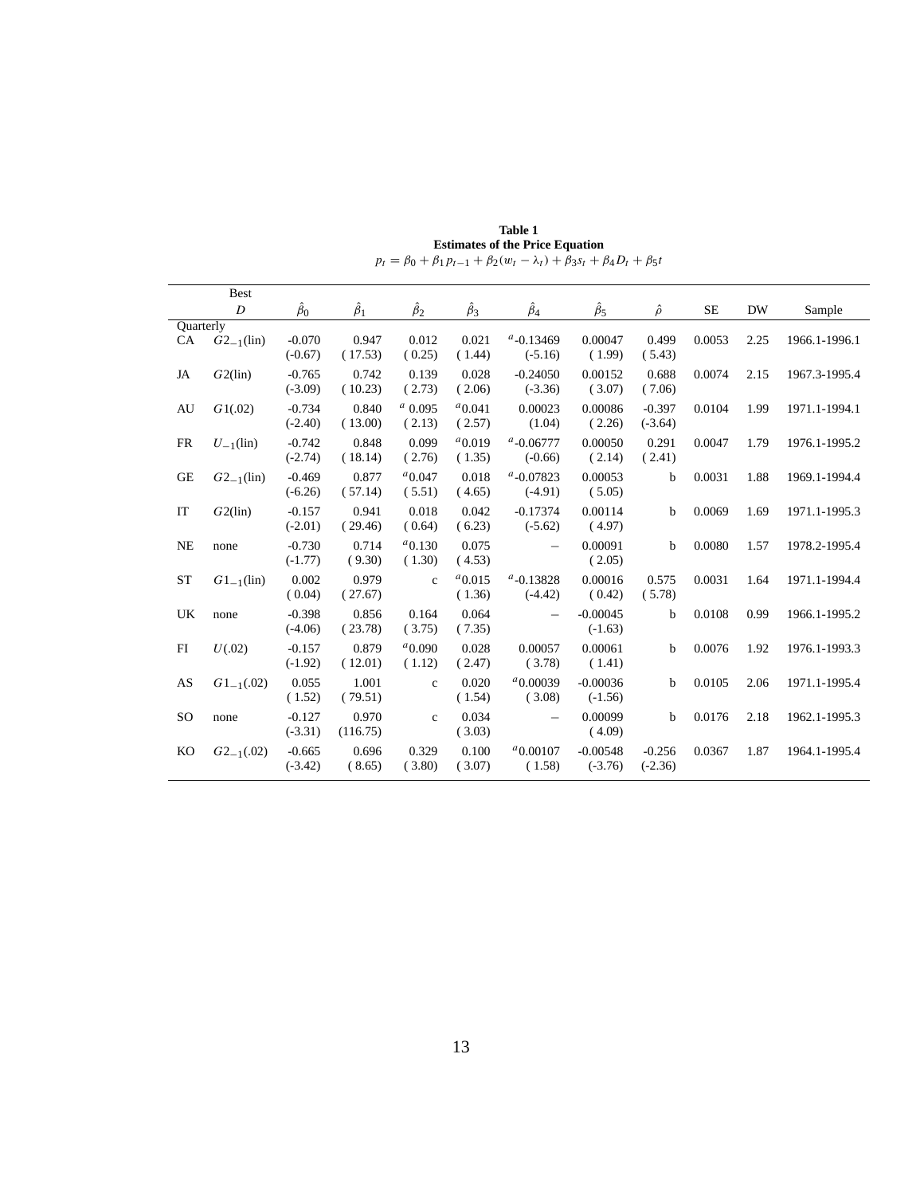**Table 1**
**Estimates of the Price Equation**

$$p_t = \beta_0 + \beta_1 p_{t-1} + \beta_2(w_t - \lambda_t) + \beta_3 s_t + \beta_4 D_t + \beta_5 t$$

| | Best $D$ | $\hat{\beta}_0$ | $\hat{\beta}_1$ | $\hat{\beta}_2$ | $\hat{\beta}_3$ | $\hat{\beta}_4$ | $\hat{\beta}_5$ | $\hat{\rho}$ | SE | DW | Sample |
|---|---|---|---|---|---|---|---|---|---|---|---|
| Quarterly | | | | | | | | | | | |
| CA | $G2_{-1}$(lin) | -0.070 | 0.947 | 0.012 | 0.021 | [a]-0.13469 | 0.00047 | 0.499 | 0.0053 | 2.25 | 1966.1-1996.1 |
| | | (-0.67) | (17.53) | (0.25) | (1.44) | (-5.16) | (1.99) | (5.43) | | | |
| JA | $G2$(lin) | -0.765 | 0.742 | 0.139 | 0.028 | -0.24050 | 0.00152 | 0.688 | 0.0074 | 2.15 | 1967.3-1995.4 |
| | | (-3.09) | (10.23) | (2.73) | (2.06) | (-3.36) | (3.07) | (7.06) | | | |
| AU | $G1$(.02) | -0.734 | 0.840 | [a] 0.095 | [a]0.041 | 0.00023 | 0.00086 | -0.397 | 0.0104 | 1.99 | 1971.1-1994.1 |
| | | (-2.40) | (13.00) | (2.13) | (2.57) | (1.04) | (2.26) | (-3.64) | | | |
| FR | $U_{-1}$(lin) | -0.742 | 0.848 | 0.099 | [a]0.019 | [a]-0.06777 | 0.00050 | 0.291 | 0.0047 | 1.79 | 1976.1-1995.2 |
| | | (-2.74) | (18.14) | (2.76) | (1.35) | (-0.66) | (2.14) | (2.41) | | | |
| GE | $G2_{-1}$(lin) | -0.469 | 0.877 | [a]0.047 | 0.018 | [a]-0.07823 | 0.00053 | b | 0.0031 | 1.88 | 1969.1-1994.4 |
| | | (-6.26) | (57.14) | (5.51) | (4.65) | (-4.91) | (5.05) | | | | |
| IT | $G2$(lin) | -0.157 | 0.941 | 0.018 | 0.042 | -0.17374 | 0.00114 | b | 0.0069 | 1.69 | 1971.1-1995.3 |
| | | (-2.01) | (29.46) | (0.64) | (6.23) | (-5.62) | (4.97) | | | | |
| NE | none | -0.730 | 0.714 | [a]0.130 | 0.075 | – | 0.00091 | b | 0.0080 | 1.57 | 1978.2-1995.4 |
| | | (-1.77) | (9.30) | (1.30) | (4.53) | | (2.05) | | | | |
| ST | $G1_{-1}$(lin) | 0.002 | 0.979 | c | [a]0.015 | [a]-0.13828 | 0.00016 | 0.575 | 0.0031 | 1.64 | 1971.1-1994.4 |
| | | (0.04) | (27.67) | | (1.36) | (-4.42) | (0.42) | (5.78) | | | |
| UK | none | -0.398 | 0.856 | 0.164 | 0.064 | – | -0.00045 | b | 0.0108 | 0.99 | 1966.1-1995.2 |
| | | (-4.06) | (23.78) | (3.75) | (7.35) | | (-1.63) | | | | |
| FI | $U$(.02) | -0.157 | 0.879 | [a]0.090 | 0.028 | 0.00057 | 0.00061 | b | 0.0076 | 1.92 | 1976.1-1993.3 |
| | | (-1.92) | (12.01) | (1.12) | (2.47) | (3.78) | (1.41) | | | | |
| AS | $G1_{-1}$(.02) | 0.055 | 1.001 | c | 0.020 | [a]0.00039 | -0.00036 | b | 0.0105 | 2.06 | 1971.1-1995.4 |
| | | (1.52) | (79.51) | | (1.54) | (3.08) | (-1.56) | | | | |
| SO | none | -0.127 | 0.970 | c | 0.034 | – | 0.00099 | b | 0.0176 | 2.18 | 1962.1-1995.3 |
| | | (-3.31) | (116.75) | | (3.03) | | (4.09) | | | | |
| KO | $G2_{-1}$(.02) | -0.665 | 0.696 | 0.329 | 0.100 | [a]0.00107 | -0.00548 | -0.256 | 0.0367 | 1.87 | 1964.1-1995.4 |
| | | (-3.42) | (8.65) | (3.80) | (3.07) | (1.58) | (-3.76) | (-2.36) | | | |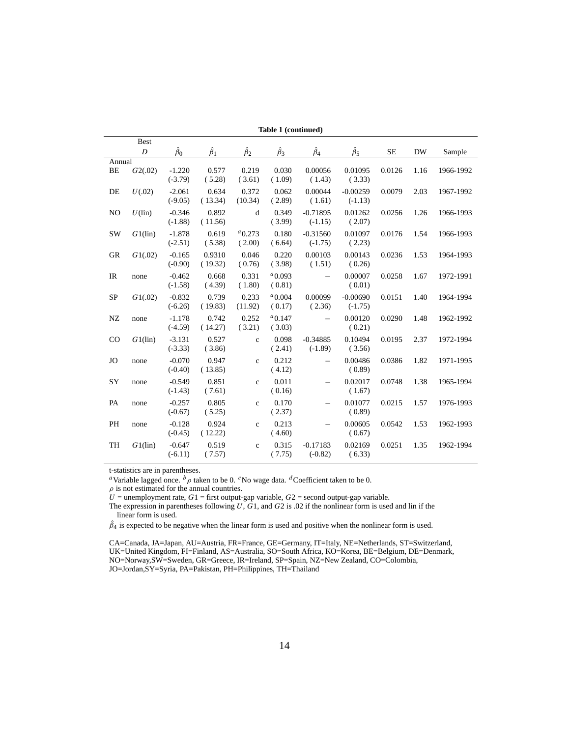**Table 1 (continued)**

| | Best $D$ | $\hat{\beta}_0$ | $\hat{\beta}_1$ | $\hat{\beta}_2$ | $\hat{\beta}_3$ | $\hat{\beta}_4$ | $\hat{\beta}_5$ | SE | DW | Sample |
|---|---|---|---|---|---|---|---|---|---|---|
| Annual | | | | | | | | | | |
| BE | $G2(.02)$ | -1.220 | 0.577 | 0.219 | 0.030 | 0.00056 | 0.01095 | 0.0126 | 1.16 | 1966-1992 |
| | | (-3.79) | ( 5.28) | ( 3.61) | ( 1.09) | ( 1.43) | ( 3.33) | | | |
| DE | $U(.02)$ | -2.061 | 0.634 | 0.372 | 0.062 | 0.00044 | -0.00259 | 0.0079 | 2.03 | 1967-1992 |
| | | (-9.05) | ( 13.34) | (10.34) | ( 2.89) | ( 1.61) | (-1.13) | | | |
| NO | $U$(lin) | -0.346 | 0.892 | d | 0.349 | -0.71895 | 0.01262 | 0.0256 | 1.26 | 1966-1993 |
| | | (-1.88) | ( 11.56) | | ( 3.99) | (-1.15) | ( 2.07) | | | |
| SW | $G1$(lin) | -1.878 | 0.619 | [a]0.273 | 0.180 | -0.31560 | 0.01097 | 0.0176 | 1.54 | 1966-1993 |
| | | (-2.51) | ( 5.38) | ( 2.00) | ( 6.64) | (-1.75) | ( 2.23) | | | |
| GR | $G1(.02)$ | -0.165 | 0.9310 | 0.046 | 0.220 | 0.00103 | 0.00143 | 0.0236 | 1.53 | 1964-1993 |
| | | (-0.90) | ( 19.32) | ( 0.76) | ( 3.98) | ( 1.51) | ( 0.26) | | | |
| IR | none | -0.462 | 0.668 | 0.331 | [a]0.093 | – | 0.00007 | 0.0258 | 1.67 | 1972-1991 |
| | | (-1.58) | ( 4.39) | ( 1.80) | ( 0.81) | | ( 0.01) | | | |
| SP | $G1(.02)$ | -0.832 | 0.739 | 0.233 | [a]0.004 | 0.00099 | -0.00690 | 0.0151 | 1.40 | 1964-1994 |
| | | (-6.26) | ( 19.83) | (11.92) | ( 0.17) | ( 2.36) | (-1.75) | | | |
| NZ | none | -1.178 | 0.742 | 0.252 | [a]0.147 | – | 0.00120 | 0.0290 | 1.48 | 1962-1992 |
| | | (-4.59) | ( 14.27) | ( 3.21) | ( 3.03) | | ( 0.21) | | | |
| CO | $G1$(lin) | -3.131 | 0.527 | c | 0.098 | -0.34885 | 0.10494 | 0.0195 | 2.37 | 1972-1994 |
| | | (-3.33) | ( 3.86) | | ( 2.41) | (-1.89) | ( 3.56) | | | |
| JO | none | -0.070 | 0.947 | c | 0.212 | – | 0.00486 | 0.0386 | 1.82 | 1971-1995 |
| | | (-0.40) | ( 13.85) | | ( 4.12) | | ( 0.89) | | | |
| SY | none | -0.549 | 0.851 | c | 0.011 | – | 0.02017 | 0.0748 | 1.38 | 1965-1994 |
| | | (-1.43) | ( 7.61) | | ( 0.16) | | ( 1.67) | | | |
| PA | none | -0.257 | 0.805 | c | 0.170 | – | 0.01077 | 0.0215 | 1.57 | 1976-1993 |
| | | (-0.67) | ( 5.25) | | ( 2.37) | | ( 0.89) | | | |
| PH | none | -0.128 | 0.924 | c | 0.213 | – | 0.00605 | 0.0542 | 1.53 | 1962-1993 |
| | | (-0.45) | ( 12.22) | | ( 4.60) | | ( 0.67) | | | |
| TH | $G1$(lin) | -0.647 | 0.519 | c | 0.315 | -0.17183 | 0.02169 | 0.0251 | 1.35 | 1962-1994 |
| | | (-6.11) | ( 7.57) | | ( 7.75) | (-0.82) | ( 6.33) | | | |

t-statistics are in parentheses.

[a]Variable lagged once. [b]$\rho$ taken to be 0. [c]No wage data. [d]Coefficient taken to be 0.

$\rho$ is not estimated for the annual countries.

$U$ = unemployment rate, $G1$ = first output-gap variable, $G2$ = second output-gap variable.

The expression in parentheses following $U$, $G1$, and $G2$ is .02 if the nonlinear form is used and lin if the linear form is used.

$\hat{\beta}_4$ is expected to be negative when the linear form is used and positive when the nonlinear form is used.

CA=Canada, JA=Japan, AU=Austria, FR=France, GE=Germany, IT=Italy, NE=Netherlands, ST=Switzerland, UK=United Kingdom, FI=Finland, AS=Australia, SO=South Africa, KO=Korea, BE=Belgium, DE=Denmark, NO=Norway,SW=Sweden, GR=Greece, IR=Ireland, SP=Spain, NZ=New Zealand, CO=Colombia, JO=Jordan,SY=Syria, PA=Pakistan, PH=Philippines, TH=Thailand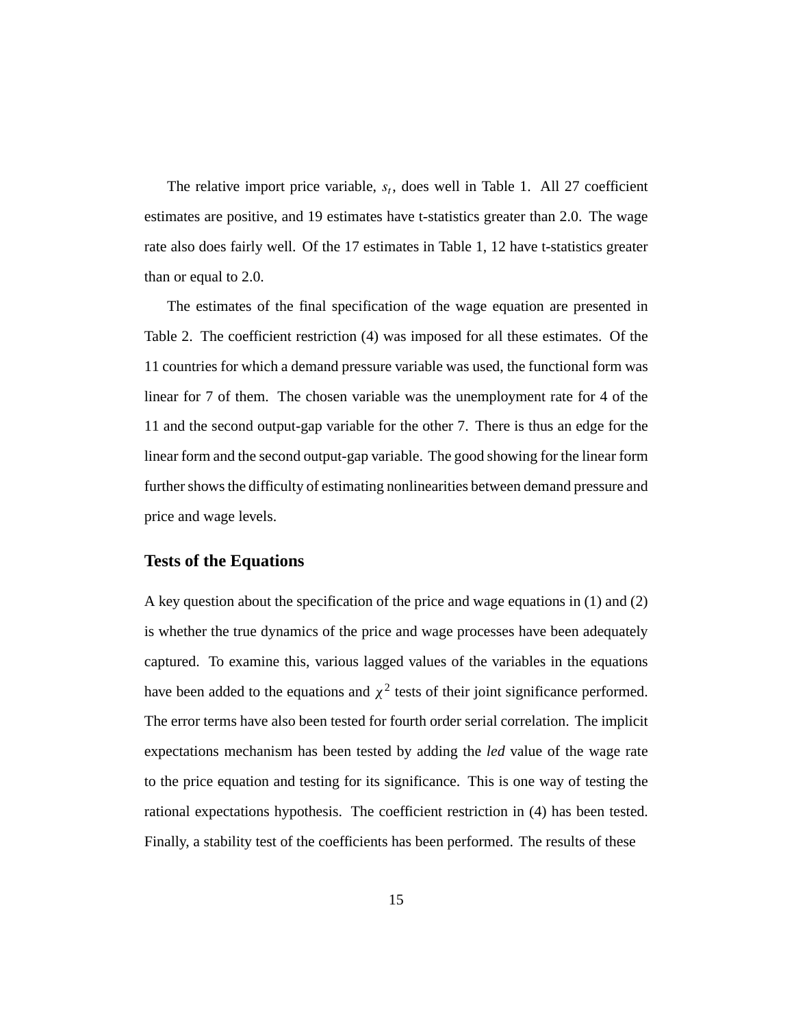The relative import price variable, $s_t$, does well in Table 1. All 27 coefficient estimates are positive, and 19 estimates have t-statistics greater than 2.0. The wage rate also does fairly well. Of the 17 estimates in Table 1, 12 have t-statistics greater than or equal to 2.0.

The estimates of the final specification of the wage equation are presented in Table 2. The coefficient restriction (4) was imposed for all these estimates. Of the 11 countries for which a demand pressure variable was used, the functional form was linear for 7 of them. The chosen variable was the unemployment rate for 4 of the 11 and the second output-gap variable for the other 7. There is thus an edge for the linear form and the second output-gap variable. The good showing for the linear form further shows the difficulty of estimating nonlinearities between demand pressure and price and wage levels.

## Tests of the Equations

A key question about the specification of the price and wage equations in (1) and (2) is whether the true dynamics of the price and wage processes have been adequately captured. To examine this, various lagged values of the variables in the equations have been added to the equations and $\chi^2$ tests of their joint significance performed. The error terms have also been tested for fourth order serial correlation. The implicit expectations mechanism has been tested by adding the *led* value of the wage rate to the price equation and testing for its significance. This is one way of testing the rational expectations hypothesis. The coefficient restriction in (4) has been tested. Finally, a stability test of the coefficients has been performed. The results of these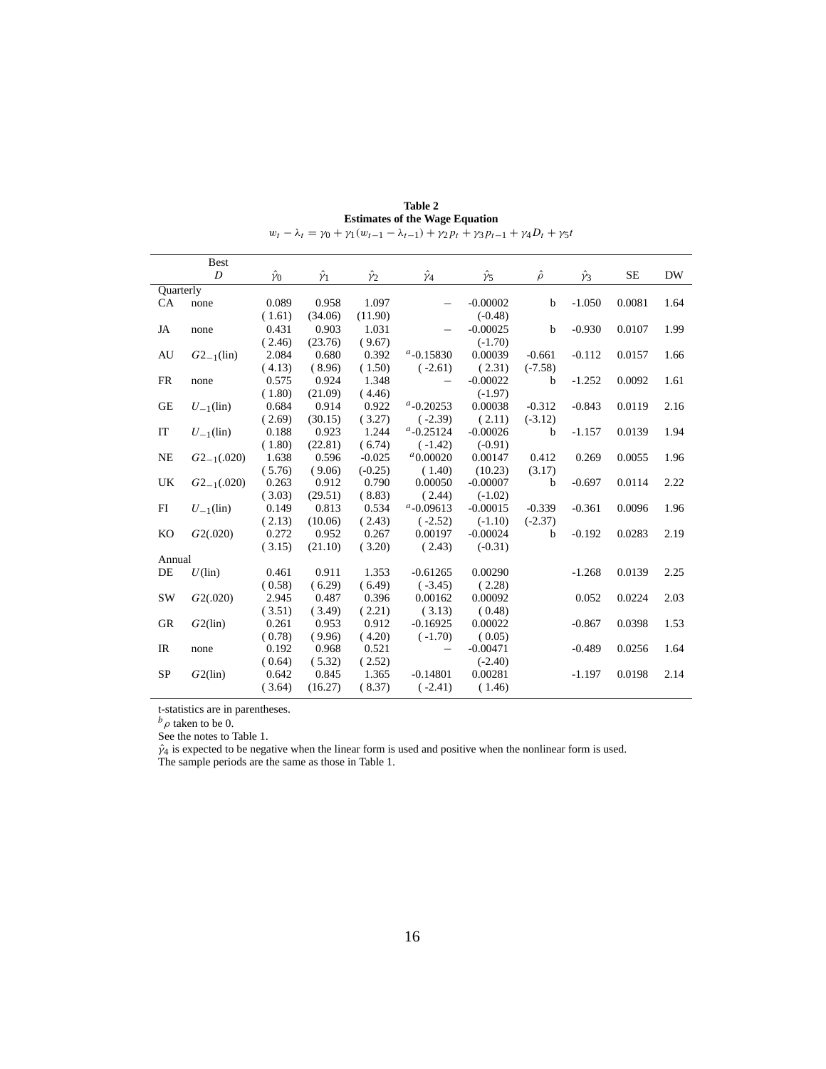**Table 2**
**Estimates of the Wage Equation**

$$w_t - \lambda_t = \gamma_0 + \gamma_1(w_{t-1} - \lambda_{t-1}) + \gamma_2 p_t + \gamma_3 p_{t-1} + \gamma_4 D_t + \gamma_5 t$$

| | Best $D$ | $\hat{\gamma}_0$ | $\hat{\gamma}_1$ | $\hat{\gamma}_2$ | $\hat{\gamma}_4$ | $\hat{\gamma}_5$ | $\hat{\rho}$ | $\hat{\gamma}_3$ | SE | DW |
|---|---|---|---|---|---|---|---|---|---|---|
| Quarterly | | | | | | | | | | |
| CA | none | 0.089 | 0.958 | 1.097 | – | -0.00002 | b | -1.050 | 0.0081 | 1.64 |
| | | (1.61) | (34.06) | (11.90) | | (-0.48) | | | | |
| JA | none | 0.431 | 0.903 | 1.031 | – | -0.00025 | b | -0.930 | 0.0107 | 1.99 |
| | | (2.46) | (23.76) | (9.67) | | (-1.70) | | | | |
| AU | $G2_{-1}$(lin) | 2.084 | 0.680 | 0.392 | [a]-0.15830 | 0.00039 | -0.661 | -0.112 | 0.0157 | 1.66 |
| | | (4.13) | (8.96) | (1.50) | (-2.61) | (2.31) | (-7.58) | | | |
| FR | none | 0.575 | 0.924 | 1.348 | – | -0.00022 | b | -1.252 | 0.0092 | 1.61 |
| | | (1.80) | (21.09) | (4.46) | | (-1.97) | | | | |
| GE | $U_{-1}$(lin) | 0.684 | 0.914 | 0.922 | [a]-0.20253 | 0.00038 | -0.312 | -0.843 | 0.0119 | 2.16 |
| | | (2.69) | (30.15) | (3.27) | (-2.39) | (2.11) | (-3.12) | | | |
| IT | $U_{-1}$(lin) | 0.188 | 0.923 | 1.244 | [a]-0.25124 | -0.00026 | b | -1.157 | 0.0139 | 1.94 |
| | | (1.80) | (22.81) | (6.74) | (-1.42) | (-0.91) | | | | |
| NE | $G2_{-1}$(.020) | 1.638 | 0.596 | -0.025 | [a]0.00020 | 0.00147 | 0.412 | 0.269 | 0.0055 | 1.96 |
| | | (5.76) | (9.06) | (-0.25) | (1.40) | (10.23) | (3.17) | | | |
| UK | $G2_{-1}$(.020) | 0.263 | 0.912 | 0.790 | 0.00050 | -0.00007 | b | -0.697 | 0.0114 | 2.22 |
| | | (3.03) | (29.51) | (8.83) | (2.44) | (-1.02) | | | | |
| FI | $U_{-1}$(lin) | 0.149 | 0.813 | 0.534 | [a]-0.09613 | -0.00015 | -0.339 | -0.361 | 0.0096 | 1.96 |
| | | (2.13) | (10.06) | (2.43) | (-2.52) | (-1.10) | (-2.37) | | | |
| KO | $G2$(.020) | 0.272 | 0.952 | 0.267 | 0.00197 | -0.00024 | b | -0.192 | 0.0283 | 2.19 |
| | | (3.15) | (21.10) | (3.20) | (2.43) | (-0.31) | | | | |
| Annual | | | | | | | | | | |
| DE | $U$(lin) | 0.461 | 0.911 | 1.353 | -0.61265 | 0.00290 | | -1.268 | 0.0139 | 2.25 |
| | | (0.58) | (6.29) | (6.49) | (-3.45) | (2.28) | | | | |
| SW | $G2$(.020) | 2.945 | 0.487 | 0.396 | 0.00162 | 0.00092 | | 0.052 | 0.0224 | 2.03 |
| | | (3.51) | (3.49) | (2.21) | (3.13) | (0.48) | | | | |
| GR | $G2$(lin) | 0.261 | 0.953 | 0.912 | -0.16925 | 0.00022 | | -0.867 | 0.0398 | 1.53 |
| | | (0.78) | (9.96) | (4.20) | (-1.70) | (0.05) | | | | |
| IR | none | 0.192 | 0.968 | 0.521 | – | -0.00471 | | -0.489 | 0.0256 | 1.64 |
| | | (0.64) | (5.32) | (2.52) | | (-2.40) | | | | |
| SP | $G2$(lin) | 0.642 | 0.845 | 1.365 | -0.14801 | 0.00281 | | -1.197 | 0.0198 | 2.14 |
| | | (3.64) | (16.27) | (8.37) | (-2.41) | (1.46) | | | | |

t-statistics are in parentheses.

[b] $\rho$ taken to be 0.

See the notes to Table 1.

$\hat{\gamma}_4$ is expected to be negative when the linear form is used and positive when the nonlinear form is used.

The sample periods are the same as those in Table 1.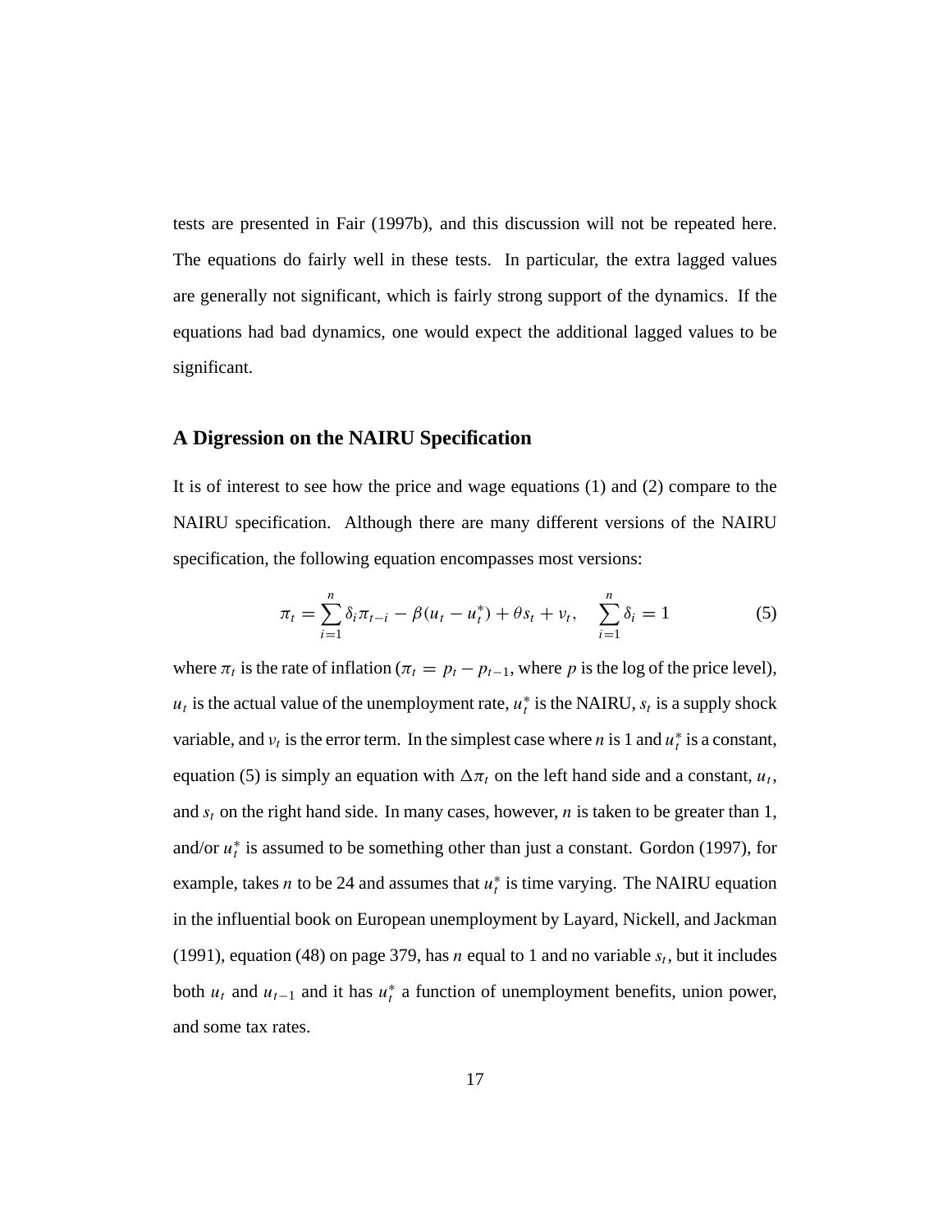tests are presented in Fair (1997b), and this discussion will not be repeated here. The equations do fairly well in these tests. In particular, the extra lagged values are generally not significant, which is fairly strong support of the dynamics. If the equations had bad dynamics, one would expect the additional lagged values to be significant.

### A Digression on the NAIRU Specification

It is of interest to see how the price and wage equations (1) and (2) compare to the NAIRU specification. Although there are many different versions of the NAIRU specification, the following equation encompasses most versions:

$$\pi_t = \sum_{i=1}^{n} \delta_i \pi_{t-i} - \beta(u_t - u_t^*) + \theta s_t + \nu_t, \quad \sum_{i=1}^{n} \delta_i = 1 \tag{5}$$

where $\pi_t$ is the rate of inflation ($\pi_t = p_t - p_{t-1}$, where $p$ is the log of the price level), $u_t$ is the actual value of the unemployment rate, $u_t^*$ is the NAIRU, $s_t$ is a supply shock variable, and $\nu_t$ is the error term. In the simplest case where $n$ is 1 and $u_t^*$ is a constant, equation (5) is simply an equation with $\Delta\pi_t$ on the left hand side and a constant, $u_t$, and $s_t$ on the right hand side. In many cases, however, $n$ is taken to be greater than 1, and/or $u_t^*$ is assumed to be something other than just a constant. Gordon (1997), for example, takes $n$ to be 24 and assumes that $u_t^*$ is time varying. The NAIRU equation in the influential book on European unemployment by Layard, Nickell, and Jackman (1991), equation (48) on page 379, has $n$ equal to 1 and no variable $s_t$, but it includes both $u_t$ and $u_{t-1}$ and it has $u_t^*$ a function of unemployment benefits, union power, and some tax rates.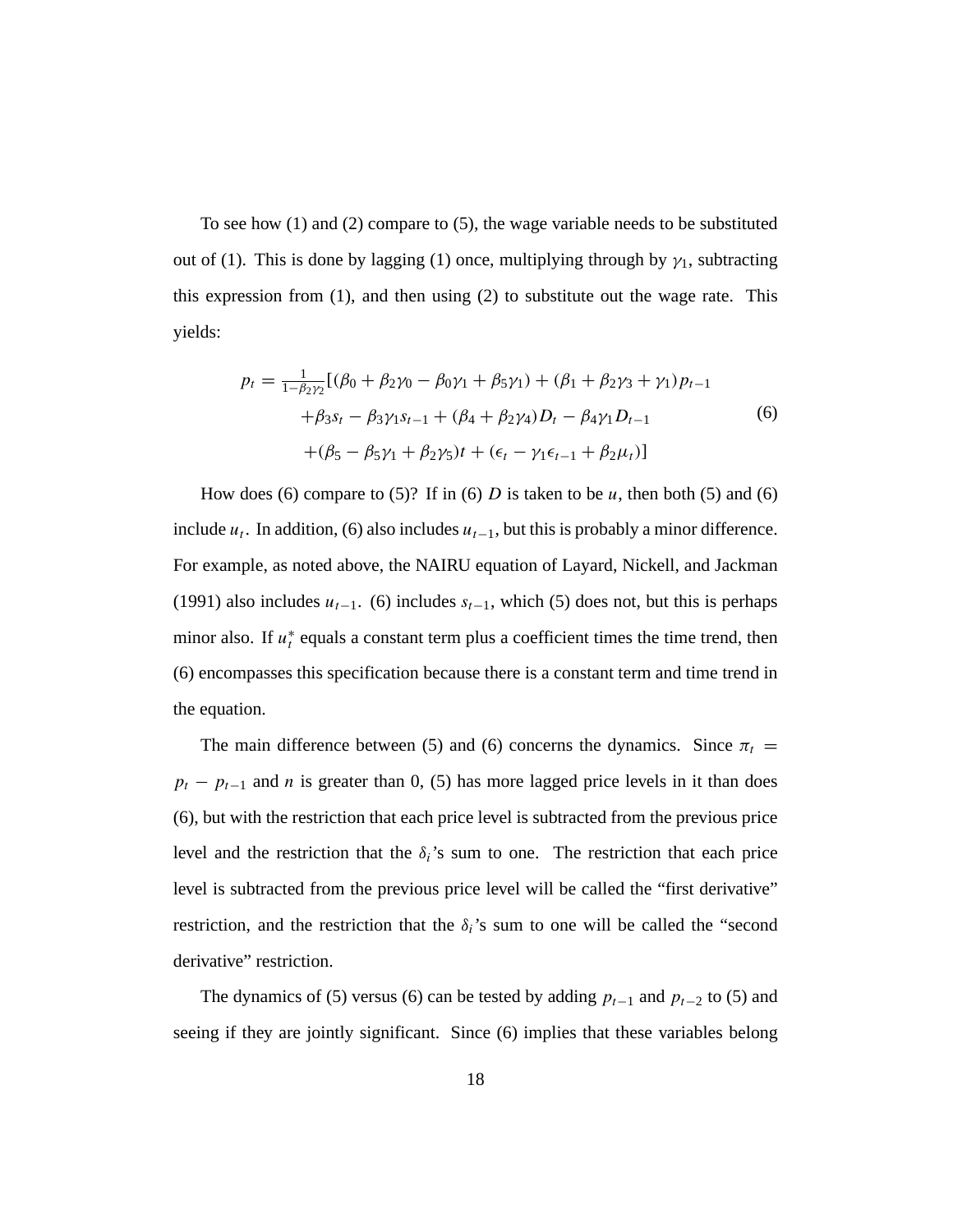To see how (1) and (2) compare to (5), the wage variable needs to be substituted out of (1). This is done by lagging (1) once, multiplying through by $\gamma_1$, subtracting this expression from (1), and then using (2) to substitute out the wage rate. This yields:

$$
\begin{aligned}
p_t = \tfrac{1}{1-\beta_2\gamma_2}[&(\beta_0 + \beta_2\gamma_0 - \beta_0\gamma_1 + \beta_5\gamma_1) + (\beta_1 + \beta_2\gamma_3 + \gamma_1)p_{t-1} \\
&+\beta_3 s_t - \beta_3\gamma_1 s_{t-1} + (\beta_4 + \beta_2\gamma_4)D_t - \beta_4\gamma_1 D_{t-1} \\
&+(\beta_5 - \beta_5\gamma_1 + \beta_2\gamma_5)t + (\epsilon_t - \gamma_1\epsilon_{t-1} + \beta_2\mu_t)]
\end{aligned} \tag{6}
$$

How does (6) compare to (5)? If in (6) $D$ is taken to be $u$, then both (5) and (6) include $u_t$. In addition, (6) also includes $u_{t-1}$, but this is probably a minor difference. For example, as noted above, the NAIRU equation of Layard, Nickell, and Jackman (1991) also includes $u_{t-1}$. (6) includes $s_{t-1}$, which (5) does not, but this is perhaps minor also. If $u_t^*$ equals a constant term plus a coefficient times the time trend, then (6) encompasses this specification because there is a constant term and time trend in the equation.

The main difference between (5) and (6) concerns the dynamics. Since $\pi_t = p_t - p_{t-1}$ and $n$ is greater than 0, (5) has more lagged price levels in it than does (6), but with the restriction that each price level is subtracted from the previous price level and the restriction that the $\delta_i$'s sum to one. The restriction that each price level is subtracted from the previous price level will be called the "first derivative" restriction, and the restriction that the $\delta_i$'s sum to one will be called the "second derivative" restriction.

The dynamics of (5) versus (6) can be tested by adding $p_{t-1}$ and $p_{t-2}$ to (5) and seeing if they are jointly significant. Since (6) implies that these variables belong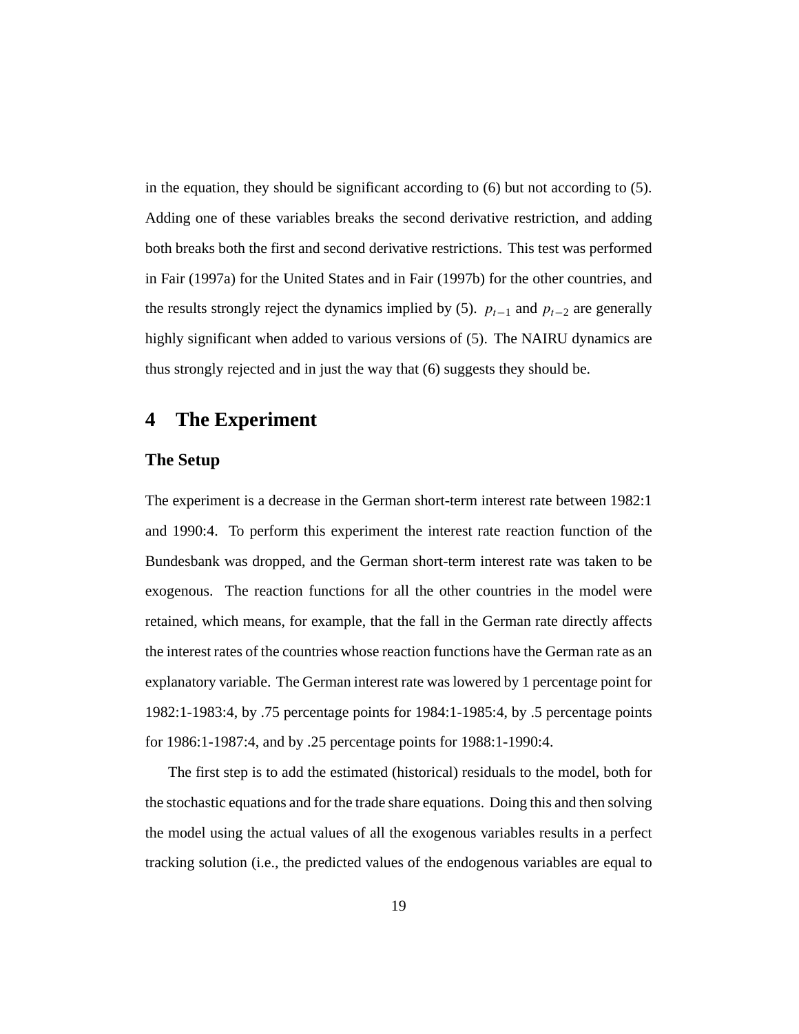in the equation, they should be significant according to (6) but not according to (5). Adding one of these variables breaks the second derivative restriction, and adding both breaks both the first and second derivative restrictions. This test was performed in Fair (1997a) for the United States and in Fair (1997b) for the other countries, and the results strongly reject the dynamics implied by (5). $p_{t-1}$ and $p_{t-2}$ are generally highly significant when added to various versions of (5). The NAIRU dynamics are thus strongly rejected and in just the way that (6) suggests they should be.

# 4 The Experiment

### The Setup

The experiment is a decrease in the German short-term interest rate between 1982:1 and 1990:4. To perform this experiment the interest rate reaction function of the Bundesbank was dropped, and the German short-term interest rate was taken to be exogenous. The reaction functions for all the other countries in the model were retained, which means, for example, that the fall in the German rate directly affects the interest rates of the countries whose reaction functions have the German rate as an explanatory variable. The German interest rate was lowered by 1 percentage point for 1982:1-1983:4, by .75 percentage points for 1984:1-1985:4, by .5 percentage points for 1986:1-1987:4, and by .25 percentage points for 1988:1-1990:4.

The first step is to add the estimated (historical) residuals to the model, both for the stochastic equations and for the trade share equations. Doing this and then solving the model using the actual values of all the exogenous variables results in a perfect tracking solution (i.e., the predicted values of the endogenous variables are equal to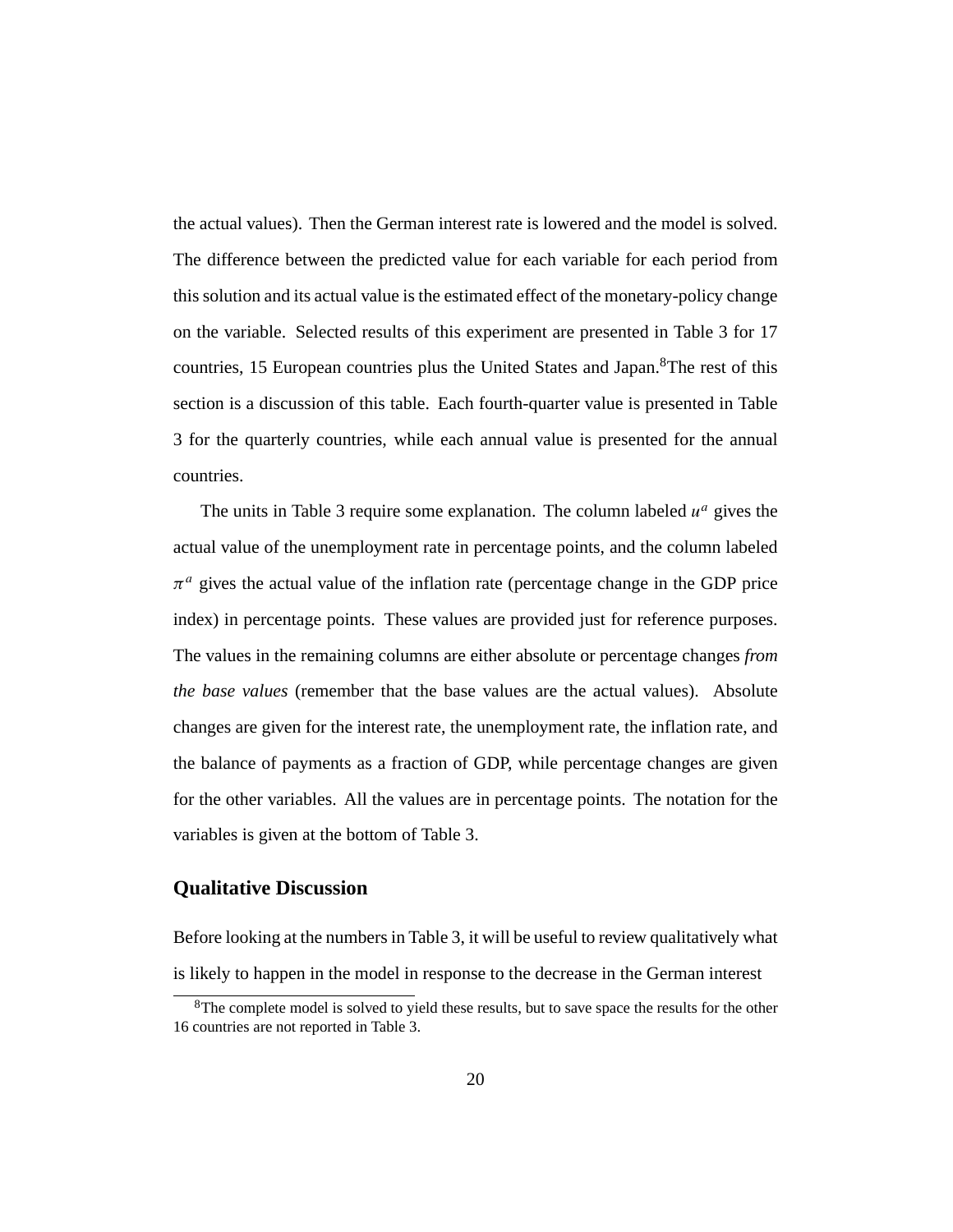the actual values). Then the German interest rate is lowered and the model is solved. The difference between the predicted value for each variable for each period from this solution and its actual value is the estimated effect of the monetary-policy change on the variable. Selected results of this experiment are presented in Table 3 for 17 countries, 15 European countries plus the United States and Japan.[8] The rest of this section is a discussion of this table. Each fourth-quarter value is presented in Table 3 for the quarterly countries, while each annual value is presented for the annual countries.

The units in Table 3 require some explanation. The column labeled $u^a$ gives the actual value of the unemployment rate in percentage points, and the column labeled $\pi^a$ gives the actual value of the inflation rate (percentage change in the GDP price index) in percentage points. These values are provided just for reference purposes. The values in the remaining columns are either absolute or percentage changes *from the base values* (remember that the base values are the actual values). Absolute changes are given for the interest rate, the unemployment rate, the inflation rate, and the balance of payments as a fraction of GDP, while percentage changes are given for the other variables. All the values are in percentage points. The notation for the variables is given at the bottom of Table 3.

## Qualitative Discussion

Before looking at the numbers in Table 3, it will be useful to review qualitatively what is likely to happen in the model in response to the decrease in the German interest

[8] The complete model is solved to yield these results, but to save space the results for the other 16 countries are not reported in Table 3.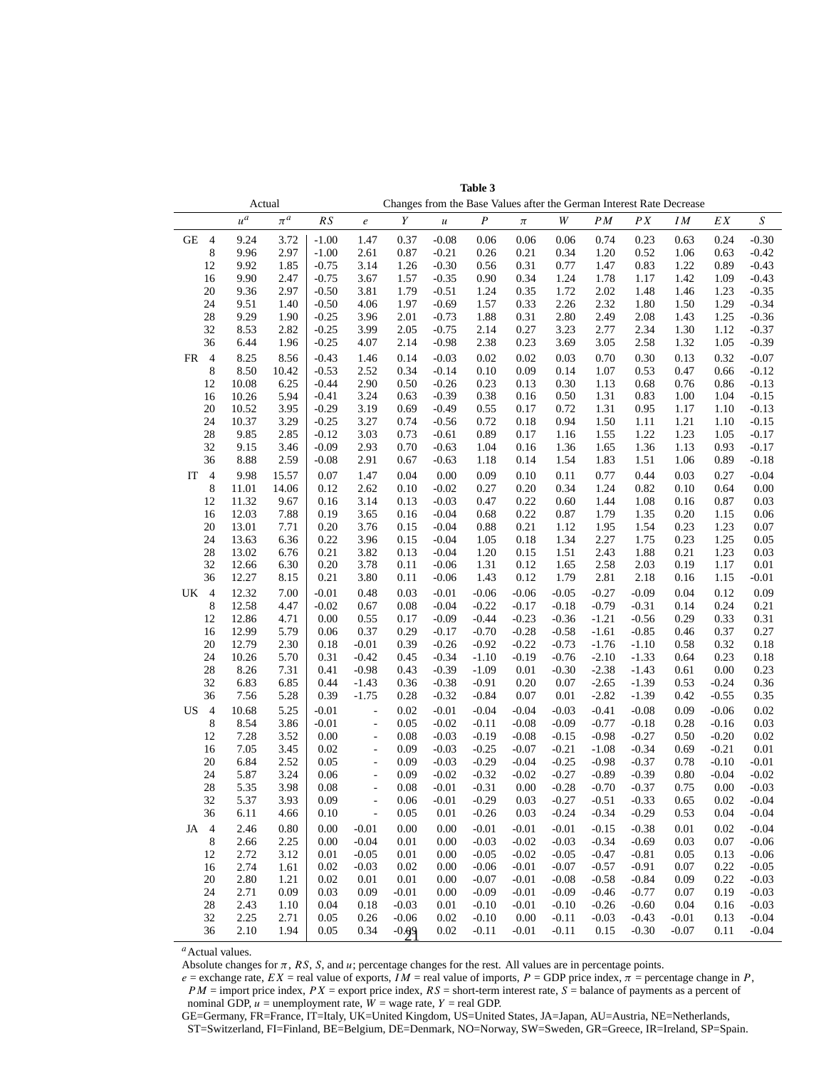**Table 3**

| | | Actual | | Changes from the Base Values after the German Interest Rate Decrease | | | | | | | | | | | | |
|---|---|---|---|---|---|---|---|---|---|---|---|---|---|---|---|---|
| | | $u^a$ | $\pi^a$ | $RS$ | $e$ | $Y$ | $u$ | $P$ | $\pi$ | $W$ | $PM$ | $PX$ | $IM$ | $EX$ | $S$ |
| GE | 4 | 9.24 | 3.72 | -1.00 | 1.47 | 0.37 | -0.08 | 0.06 | 0.06 | 0.06 | 0.74 | 0.23 | 0.63 | 0.24 | -0.30 |
| | 8 | 9.96 | 2.97 | -1.00 | 2.61 | 0.87 | -0.21 | 0.26 | 0.21 | 0.34 | 1.20 | 0.52 | 1.06 | 0.63 | -0.42 |
| | 12 | 9.92 | 1.85 | -0.75 | 3.14 | 1.26 | -0.30 | 0.56 | 0.31 | 0.77 | 1.47 | 0.83 | 1.22 | 0.89 | -0.43 |
| | 16 | 9.90 | 2.47 | -0.75 | 3.67 | 1.57 | -0.35 | 0.90 | 0.34 | 1.24 | 1.78 | 1.17 | 1.42 | 1.09 | -0.43 |
| | 20 | 9.36 | 2.97 | -0.50 | 3.81 | 1.79 | -0.51 | 1.24 | 0.35 | 1.72 | 2.02 | 1.48 | 1.46 | 1.23 | -0.35 |
| | 24 | 9.51 | 1.40 | -0.50 | 4.06 | 1.97 | -0.69 | 1.57 | 0.33 | 2.26 | 2.32 | 1.80 | 1.50 | 1.29 | -0.34 |
| | 28 | 9.29 | 1.90 | -0.25 | 3.96 | 2.01 | -0.73 | 1.88 | 0.31 | 2.80 | 2.49 | 2.08 | 1.43 | 1.25 | -0.36 |
| | 32 | 8.53 | 2.82 | -0.25 | 3.99 | 2.05 | -0.75 | 2.14 | 0.27 | 3.23 | 2.77 | 2.34 | 1.30 | 1.12 | -0.37 |
| | 36 | 6.44 | 1.96 | -0.25 | 4.07 | 2.14 | -0.98 | 2.38 | 0.23 | 3.69 | 3.05 | 2.58 | 1.32 | 1.05 | -0.39 |
| FR | 4 | 8.25 | 8.56 | -0.43 | 1.46 | 0.14 | -0.03 | 0.02 | 0.02 | 0.03 | 0.70 | 0.30 | 0.13 | 0.32 | -0.07 |
| | 8 | 8.50 | 10.42 | -0.53 | 2.52 | 0.34 | -0.14 | 0.10 | 0.09 | 0.14 | 1.07 | 0.53 | 0.47 | 0.66 | -0.12 |
| | 12 | 10.08 | 6.25 | -0.44 | 2.90 | 0.50 | -0.26 | 0.23 | 0.13 | 0.30 | 1.13 | 0.68 | 0.76 | 0.86 | -0.13 |
| | 16 | 10.26 | 5.94 | -0.41 | 3.24 | 0.63 | -0.39 | 0.38 | 0.16 | 0.50 | 1.31 | 0.83 | 1.00 | 1.04 | -0.15 |
| | 20 | 10.52 | 3.95 | -0.29 | 3.19 | 0.69 | -0.49 | 0.55 | 0.17 | 0.72 | 1.31 | 0.95 | 1.17 | 1.10 | -0.13 |
| | 24 | 10.37 | 3.29 | -0.25 | 3.27 | 0.74 | -0.56 | 0.72 | 0.18 | 0.94 | 1.50 | 1.11 | 1.21 | 1.10 | -0.15 |
| | 28 | 9.85 | 2.85 | -0.12 | 3.03 | 0.73 | -0.61 | 0.89 | 0.17 | 1.16 | 1.55 | 1.22 | 1.23 | 1.05 | -0.17 |
| | 32 | 9.15 | 3.46 | -0.09 | 2.93 | 0.70 | -0.63 | 1.04 | 0.16 | 1.36 | 1.65 | 1.36 | 1.13 | 0.93 | -0.17 |
| | 36 | 8.88 | 2.59 | -0.08 | 2.91 | 0.67 | -0.63 | 1.18 | 0.14 | 1.54 | 1.83 | 1.51 | 1.06 | 0.89 | -0.18 |
| IT | 4 | 9.98 | 15.57 | 0.07 | 1.47 | 0.04 | 0.00 | 0.09 | 0.10 | 0.11 | 0.77 | 0.44 | 0.03 | 0.27 | -0.04 |
| | 8 | 11.01 | 14.06 | 0.12 | 2.62 | 0.10 | -0.02 | 0.27 | 0.20 | 0.34 | 1.24 | 0.82 | 0.10 | 0.64 | 0.00 |
| | 12 | 11.32 | 9.67 | 0.16 | 3.14 | 0.13 | -0.03 | 0.47 | 0.22 | 0.60 | 1.44 | 1.08 | 0.16 | 0.87 | 0.03 |
| | 16 | 12.03 | 7.88 | 0.19 | 3.65 | 0.16 | -0.04 | 0.68 | 0.22 | 0.87 | 1.79 | 1.35 | 0.20 | 1.15 | 0.06 |
| | 20 | 13.01 | 7.71 | 0.20 | 3.76 | 0.15 | -0.04 | 0.88 | 0.21 | 1.12 | 1.95 | 1.54 | 0.23 | 1.23 | 0.07 |
| | 24 | 13.63 | 6.36 | 0.22 | 3.96 | 0.15 | -0.04 | 1.05 | 0.18 | 1.34 | 2.27 | 1.75 | 0.23 | 1.25 | 0.05 |
| | 28 | 13.02 | 6.76 | 0.21 | 3.82 | 0.13 | -0.04 | 1.20 | 0.15 | 1.51 | 2.43 | 1.88 | 0.21 | 1.23 | 0.03 |
| | 32 | 12.66 | 6.30 | 0.20 | 3.78 | 0.11 | -0.06 | 1.31 | 0.12 | 1.65 | 2.58 | 2.03 | 0.19 | 1.17 | 0.01 |
| | 36 | 12.27 | 8.15 | 0.21 | 3.80 | 0.11 | -0.06 | 1.43 | 0.12 | 1.79 | 2.81 | 2.18 | 0.16 | 1.15 | -0.01 |
| UK | 4 | 12.32 | 7.00 | -0.01 | 0.48 | 0.03 | -0.01 | -0.06 | -0.06 | -0.05 | -0.27 | -0.09 | 0.04 | 0.12 | 0.09 |
| | 8 | 12.58 | 4.47 | -0.02 | 0.67 | 0.08 | -0.04 | -0.22 | -0.17 | -0.18 | -0.79 | -0.31 | 0.14 | 0.24 | 0.21 |
| | 12 | 12.86 | 4.71 | 0.00 | 0.55 | 0.17 | -0.09 | -0.44 | -0.23 | -0.36 | -1.21 | -0.56 | 0.29 | 0.33 | 0.31 |
| | 16 | 12.99 | 5.79 | 0.06 | 0.37 | 0.29 | -0.17 | -0.70 | -0.28 | -0.58 | -1.61 | -0.85 | 0.46 | 0.37 | 0.27 |
| | 20 | 12.79 | 2.30 | 0.18 | -0.01 | 0.39 | -0.26 | -0.92 | -0.22 | -0.73 | -1.76 | -1.10 | 0.58 | 0.32 | 0.18 |
| | 24 | 10.26 | 5.70 | 0.31 | -0.42 | 0.45 | -0.34 | -1.10 | -0.19 | -0.76 | -2.10 | -1.33 | 0.64 | 0.23 | 0.18 |
| | 28 | 8.26 | 7.31 | 0.41 | -0.98 | 0.43 | -0.39 | -1.09 | 0.01 | -0.30 | -2.38 | -1.43 | 0.61 | 0.00 | 0.23 |
| | 32 | 6.83 | 6.85 | 0.44 | -1.43 | 0.36 | -0.38 | -0.91 | 0.20 | 0.07 | -2.65 | -1.39 | 0.53 | -0.24 | 0.36 |
| | 36 | 7.56 | 5.28 | 0.39 | -1.75 | 0.28 | -0.32 | -0.84 | 0.07 | 0.01 | -2.82 | -1.39 | 0.42 | -0.55 | 0.35 |
| US | 4 | 10.68 | 5.25 | -0.01 | - | 0.02 | -0.01 | -0.04 | -0.04 | -0.03 | -0.41 | -0.08 | 0.09 | -0.06 | 0.02 |
| | 8 | 8.54 | 3.86 | -0.01 | - | 0.05 | -0.02 | -0.11 | -0.08 | -0.09 | -0.77 | -0.18 | 0.28 | -0.16 | 0.03 |
| | 12 | 7.28 | 3.52 | 0.00 | - | 0.08 | -0.03 | -0.19 | -0.08 | -0.15 | -0.98 | -0.27 | 0.50 | -0.20 | 0.02 |
| | 16 | 7.05 | 3.45 | 0.02 | - | 0.09 | -0.03 | -0.25 | -0.07 | -0.21 | -1.08 | -0.34 | 0.69 | -0.21 | 0.01 |
| | 20 | 6.84 | 2.52 | 0.05 | - | 0.09 | -0.03 | -0.29 | -0.04 | -0.25 | -0.98 | -0.37 | 0.78 | -0.10 | -0.01 |
| | 24 | 5.87 | 3.24 | 0.06 | - | 0.09 | -0.02 | -0.32 | -0.02 | -0.27 | -0.89 | -0.39 | 0.80 | -0.04 | -0.02 |
| | 28 | 5.35 | 3.98 | 0.08 | - | 0.08 | -0.01 | -0.31 | 0.00 | -0.28 | -0.70 | -0.37 | 0.75 | 0.00 | -0.03 |
| | 32 | 5.37 | 3.93 | 0.09 | - | 0.06 | -0.01 | -0.29 | 0.03 | -0.27 | -0.51 | -0.33 | 0.65 | 0.02 | -0.04 |
| | 36 | 6.11 | 4.66 | 0.10 | - | 0.05 | 0.01 | -0.26 | 0.03 | -0.24 | -0.34 | -0.29 | 0.53 | 0.04 | -0.04 |
| JA | 4 | 2.46 | 0.80 | 0.00 | -0.01 | 0.00 | 0.00 | -0.01 | -0.01 | -0.01 | -0.15 | -0.38 | 0.01 | 0.02 | -0.04 |
| | 8 | 2.66 | 2.25 | 0.00 | -0.04 | 0.01 | 0.00 | -0.03 | -0.02 | -0.03 | -0.34 | -0.69 | 0.03 | 0.07 | -0.06 |
| | 12 | 2.72 | 3.12 | 0.01 | -0.05 | 0.01 | 0.00 | -0.05 | -0.02 | -0.05 | -0.47 | -0.81 | 0.05 | 0.13 | -0.06 |
| | 16 | 2.74 | 1.61 | 0.02 | -0.03 | 0.02 | 0.00 | -0.06 | -0.01 | -0.07 | -0.57 | -0.91 | 0.07 | 0.22 | -0.05 |
| | 20 | 2.80 | 1.21 | 0.02 | 0.01 | 0.01 | 0.00 | -0.07 | -0.01 | -0.08 | -0.58 | -0.84 | 0.09 | 0.22 | -0.03 |
| | 24 | 2.71 | 0.09 | 0.03 | 0.09 | -0.01 | 0.00 | -0.09 | -0.01 | -0.09 | -0.46 | -0.77 | 0.07 | 0.19 | -0.03 |
| | 28 | 2.43 | 1.10 | 0.04 | 0.18 | -0.03 | 0.01 | -0.10 | -0.01 | -0.10 | -0.26 | -0.60 | 0.04 | 0.16 | -0.03 |
| | 32 | 2.25 | 2.71 | 0.05 | 0.26 | -0.06 | 0.02 | -0.10 | 0.00 | -0.11 | -0.03 | -0.43 | -0.01 | 0.13 | -0.04 |
| | 36 | 2.10 | 1.94 | 0.05 | 0.34 | -0.09 | 0.02 | -0.11 | -0.01 | -0.11 | 0.15 | -0.30 | -0.07 | 0.11 | -0.04 |

[a] Actual values.

Absolute changes for $\pi$, $RS$, $S$, and $u$; percentage changes for the rest. All values are in percentage points.

$e$ = exchange rate, $EX$ = real value of exports, $IM$ = real value of imports, $P$ = GDP price index, $\pi$ = percentage change in $P$, $PM$ = import price index, $PX$ = export price index, $RS$ = short-term interest rate, $S$ = balance of payments as a percent of nominal GDP, $u$ = unemployment rate, $W$ = wage rate, $Y$ = real GDP.

GE=Germany, FR=France, IT=Italy, UK=United Kingdom, US=United States, JA=Japan, AU=Austria, NE=Netherlands, ST=Switzerland, FI=Finland, BE=Belgium, DE=Denmark, NO=Norway, SW=Sweden, GR=Greece, IR=Ireland, SP=Spain.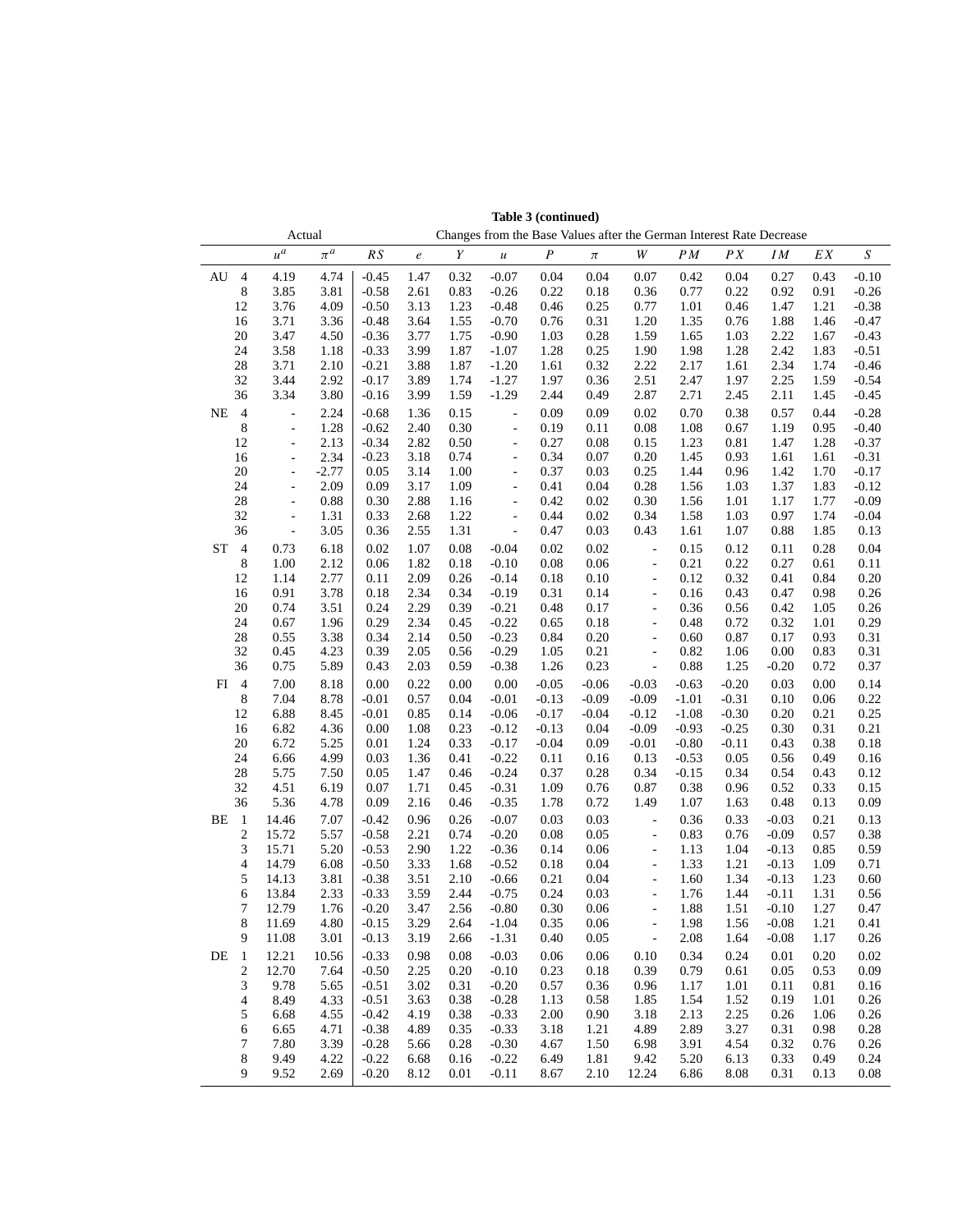**Table 3 (continued)**

| | | Actual | | Changes from the Base Values after the German Interest Rate Decrease | | | | | | | | | | | | |
|---|---|---|---|---|---|---|---|---|---|---|---|---|---|---|---|---|
| | | $u^a$ | $\pi^a$ | $RS$ | $e$ | $Y$ | $u$ | $P$ | $\pi$ | $W$ | $PM$ | $PX$ | $IM$ | $EX$ | $S$ |
| AU | 4 | 4.19 | 4.74 | -0.45 | 1.47 | 0.32 | -0.07 | 0.04 | 0.04 | 0.07 | 0.42 | 0.04 | 0.27 | 0.43 | -0.10 |
| | 8 | 3.85 | 3.81 | -0.58 | 2.61 | 0.83 | -0.26 | 0.22 | 0.18 | 0.36 | 0.77 | 0.22 | 0.92 | 0.91 | -0.26 |
| | 12 | 3.76 | 4.09 | -0.50 | 3.13 | 1.23 | -0.48 | 0.46 | 0.25 | 0.77 | 1.01 | 0.46 | 1.47 | 1.21 | -0.38 |
| | 16 | 3.71 | 3.36 | -0.48 | 3.64 | 1.55 | -0.70 | 0.76 | 0.31 | 1.20 | 1.35 | 0.76 | 1.88 | 1.46 | -0.47 |
| | 20 | 3.47 | 4.50 | -0.36 | 3.77 | 1.75 | -0.90 | 1.03 | 0.28 | 1.59 | 1.65 | 1.03 | 2.22 | 1.67 | -0.43 |
| | 24 | 3.58 | 1.18 | -0.33 | 3.99 | 1.87 | -1.07 | 1.28 | 0.25 | 1.90 | 1.98 | 1.28 | 2.42 | 1.83 | -0.51 |
| | 28 | 3.71 | 2.10 | -0.21 | 3.88 | 1.87 | -1.20 | 1.61 | 0.32 | 2.22 | 2.17 | 1.61 | 2.34 | 1.74 | -0.46 |
| | 32 | 3.44 | 2.92 | -0.17 | 3.89 | 1.74 | -1.27 | 1.97 | 0.36 | 2.51 | 2.47 | 1.97 | 2.25 | 1.59 | -0.54 |
| | 36 | 3.34 | 3.80 | -0.16 | 3.99 | 1.59 | -1.29 | 2.44 | 0.49 | 2.87 | 2.71 | 2.45 | 2.11 | 1.45 | -0.45 |
| NE | 4 | - | 2.24 | -0.68 | 1.36 | 0.15 | - | 0.09 | 0.09 | 0.02 | 0.70 | 0.38 | 0.57 | 0.44 | -0.28 |
| | 8 | - | 1.28 | -0.62 | 2.40 | 0.30 | - | 0.19 | 0.11 | 0.08 | 1.08 | 0.67 | 1.19 | 0.95 | -0.40 |
| | 12 | - | 2.13 | -0.34 | 2.82 | 0.50 | - | 0.27 | 0.08 | 0.15 | 1.23 | 0.81 | 1.47 | 1.28 | -0.37 |
| | 16 | - | 2.34 | -0.23 | 3.18 | 0.74 | - | 0.34 | 0.07 | 0.20 | 1.45 | 0.93 | 1.61 | 1.61 | -0.31 |
| | 20 | - | -2.77 | 0.05 | 3.14 | 1.00 | - | 0.37 | 0.03 | 0.25 | 1.44 | 0.96 | 1.42 | 1.70 | -0.17 |
| | 24 | - | 2.09 | 0.09 | 3.17 | 1.09 | - | 0.41 | 0.04 | 0.28 | 1.56 | 1.03 | 1.37 | 1.83 | -0.12 |
| | 28 | - | 0.88 | 0.30 | 2.88 | 1.16 | - | 0.42 | 0.02 | 0.30 | 1.56 | 1.01 | 1.17 | 1.77 | -0.09 |
| | 32 | - | 1.31 | 0.33 | 2.68 | 1.22 | - | 0.44 | 0.02 | 0.34 | 1.58 | 1.03 | 0.97 | 1.74 | -0.04 |
| | 36 | - | 3.05 | 0.36 | 2.55 | 1.31 | - | 0.47 | 0.03 | 0.43 | 1.61 | 1.07 | 0.88 | 1.85 | 0.13 |
| ST | 4 | 0.73 | 6.18 | 0.02 | 1.07 | 0.08 | -0.04 | 0.02 | 0.02 | - | 0.15 | 0.12 | 0.11 | 0.28 | 0.04 |
| | 8 | 1.00 | 2.12 | 0.06 | 1.82 | 0.18 | -0.10 | 0.08 | 0.06 | - | 0.21 | 0.22 | 0.27 | 0.61 | 0.11 |
| | 12 | 1.14 | 2.77 | 0.11 | 2.09 | 0.26 | -0.14 | 0.18 | 0.10 | - | 0.12 | 0.32 | 0.41 | 0.84 | 0.20 |
| | 16 | 0.91 | 3.78 | 0.18 | 2.34 | 0.34 | -0.19 | 0.31 | 0.14 | - | 0.16 | 0.43 | 0.47 | 0.98 | 0.26 |
| | 20 | 0.74 | 3.51 | 0.24 | 2.29 | 0.39 | -0.21 | 0.48 | 0.17 | - | 0.36 | 0.56 | 0.42 | 1.05 | 0.26 |
| | 24 | 0.67 | 1.96 | 0.29 | 2.34 | 0.45 | -0.22 | 0.65 | 0.18 | - | 0.48 | 0.72 | 0.32 | 1.01 | 0.29 |
| | 28 | 0.55 | 3.38 | 0.34 | 2.14 | 0.50 | -0.23 | 0.84 | 0.20 | - | 0.60 | 0.87 | 0.17 | 0.93 | 0.31 |
| | 32 | 0.45 | 4.23 | 0.39 | 2.05 | 0.56 | -0.29 | 1.05 | 0.21 | - | 0.82 | 1.06 | 0.00 | 0.83 | 0.31 |
| | 36 | 0.75 | 5.89 | 0.43 | 2.03 | 0.59 | -0.38 | 1.26 | 0.23 | - | 0.88 | 1.25 | -0.20 | 0.72 | 0.37 |
| FI | 4 | 7.00 | 8.18 | 0.00 | 0.22 | 0.00 | 0.00 | -0.05 | -0.06 | -0.03 | -0.63 | -0.20 | 0.03 | 0.00 | 0.14 |
| | 8 | 7.04 | 8.78 | -0.01 | 0.57 | 0.04 | -0.01 | -0.13 | -0.09 | -0.09 | -1.01 | -0.31 | 0.10 | 0.06 | 0.22 |
| | 12 | 6.88 | 8.45 | -0.01 | 0.85 | 0.14 | -0.06 | -0.17 | -0.04 | -0.12 | -1.08 | -0.30 | 0.20 | 0.21 | 0.25 |
| | 16 | 6.82 | 4.36 | 0.00 | 1.08 | 0.23 | -0.12 | -0.13 | 0.04 | -0.09 | -0.93 | -0.25 | 0.30 | 0.31 | 0.21 |
| | 20 | 6.72 | 5.25 | 0.01 | 1.24 | 0.33 | -0.17 | -0.04 | 0.09 | -0.01 | -0.80 | -0.11 | 0.43 | 0.38 | 0.18 |
| | 24 | 6.66 | 4.99 | 0.03 | 1.36 | 0.41 | -0.22 | 0.11 | 0.16 | 0.13 | -0.53 | 0.05 | 0.56 | 0.49 | 0.16 |
| | 28 | 5.75 | 7.50 | 0.05 | 1.47 | 0.46 | -0.24 | 0.37 | 0.28 | 0.34 | -0.15 | 0.34 | 0.54 | 0.43 | 0.12 |
| | 32 | 4.51 | 6.19 | 0.07 | 1.71 | 0.45 | -0.31 | 1.09 | 0.76 | 0.87 | 0.38 | 0.96 | 0.52 | 0.33 | 0.15 |
| | 36 | 5.36 | 4.78 | 0.09 | 2.16 | 0.46 | -0.35 | 1.78 | 0.72 | 1.49 | 1.07 | 1.63 | 0.48 | 0.13 | 0.09 |
| BE | 1 | 14.46 | 7.07 | -0.42 | 0.96 | 0.26 | -0.07 | 0.03 | 0.03 | - | 0.36 | 0.33 | -0.03 | 0.21 | 0.13 |
| | 2 | 15.72 | 5.57 | -0.58 | 2.21 | 0.74 | -0.20 | 0.08 | 0.05 | - | 0.83 | 0.76 | -0.09 | 0.57 | 0.38 |
| | 3 | 15.71 | 5.20 | -0.53 | 2.90 | 1.22 | -0.36 | 0.14 | 0.06 | - | 1.13 | 1.04 | -0.13 | 0.85 | 0.59 |
| | 4 | 14.79 | 6.08 | -0.50 | 3.33 | 1.68 | -0.52 | 0.18 | 0.04 | - | 1.33 | 1.21 | -0.13 | 1.09 | 0.71 |
| | 5 | 14.13 | 3.81 | -0.38 | 3.51 | 2.10 | -0.66 | 0.21 | 0.04 | - | 1.60 | 1.34 | -0.13 | 1.23 | 0.60 |
| | 6 | 13.84 | 2.33 | -0.33 | 3.59 | 2.44 | -0.75 | 0.24 | 0.03 | - | 1.76 | 1.44 | -0.11 | 1.31 | 0.56 |
| | 7 | 12.79 | 1.76 | -0.20 | 3.47 | 2.56 | -0.80 | 0.30 | 0.06 | - | 1.88 | 1.51 | -0.10 | 1.27 | 0.47 |
| | 8 | 11.69 | 4.80 | -0.15 | 3.29 | 2.64 | -1.04 | 0.35 | 0.06 | - | 1.98 | 1.56 | -0.08 | 1.21 | 0.41 |
| | 9 | 11.08 | 3.01 | -0.13 | 3.19 | 2.66 | -1.31 | 0.40 | 0.05 | - | 2.08 | 1.64 | -0.08 | 1.17 | 0.26 |
| DE | 1 | 12.21 | 10.56 | -0.33 | 0.98 | 0.08 | -0.03 | 0.06 | 0.06 | 0.10 | 0.34 | 0.24 | 0.01 | 0.20 | 0.02 |
| | 2 | 12.70 | 7.64 | -0.50 | 2.25 | 0.20 | -0.10 | 0.23 | 0.18 | 0.39 | 0.79 | 0.61 | 0.05 | 0.53 | 0.09 |
| | 3 | 9.78 | 5.65 | -0.51 | 3.02 | 0.31 | -0.20 | 0.57 | 0.36 | 0.96 | 1.17 | 1.01 | 0.11 | 0.81 | 0.16 |
| | 4 | 8.49 | 4.33 | -0.51 | 3.63 | 0.38 | -0.28 | 1.13 | 0.58 | 1.85 | 1.54 | 1.52 | 0.19 | 1.01 | 0.26 |
| | 5 | 6.68 | 4.55 | -0.42 | 4.19 | 0.38 | -0.33 | 2.00 | 0.90 | 3.18 | 2.13 | 2.25 | 0.26 | 1.06 | 0.26 |
| | 6 | 6.65 | 4.71 | -0.38 | 4.89 | 0.35 | -0.33 | 3.18 | 1.21 | 4.89 | 2.89 | 3.27 | 0.31 | 0.98 | 0.28 |
| | 7 | 7.80 | 3.39 | -0.28 | 5.66 | 0.28 | -0.30 | 4.67 | 1.50 | 6.98 | 3.91 | 4.54 | 0.32 | 0.76 | 0.26 |
| | 8 | 9.49 | 4.22 | -0.22 | 6.68 | 0.16 | -0.22 | 6.49 | 1.81 | 9.42 | 5.20 | 6.13 | 0.33 | 0.49 | 0.24 |
| | 9 | 9.52 | 2.69 | -0.20 | 8.12 | 0.01 | -0.11 | 8.67 | 2.10 | 12.24 | 6.86 | 8.08 | 0.31 | 0.13 | 0.08 |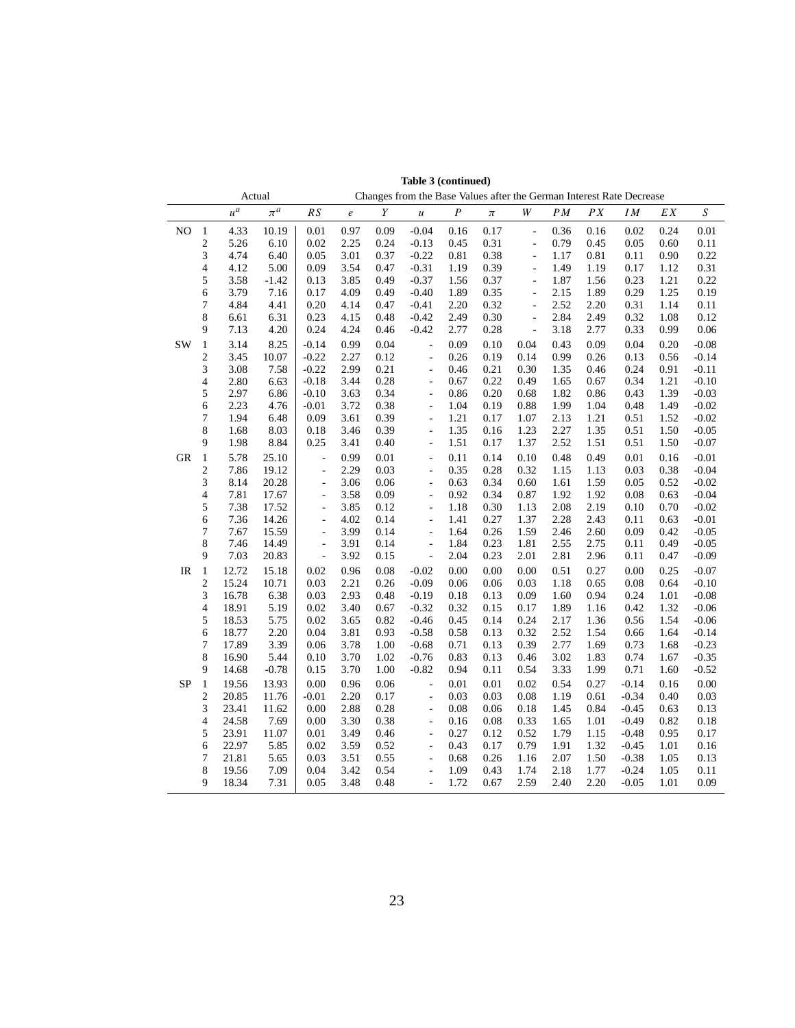**Table 3 (continued)**

| | | Actual | | Changes from the Base Values after the German Interest Rate Decrease | | | | | | | | | | | |
|---|---|---|---|---|---|---|---|---|---|---|---|---|---|---|---|
| | | $u^a$ | $\pi^a$ | $RS$ | $e$ | $Y$ | $u$ | $P$ | $\pi$ | $W$ | $PM$ | $PX$ | $IM$ | $EX$ | $S$ |
| NO | 1 | 4.33 | 10.19 | 0.01 | 0.97 | 0.09 | -0.04 | 0.16 | 0.17 | - | 0.36 | 0.16 | 0.02 | 0.24 | 0.01 |
| | 2 | 5.26 | 6.10 | 0.02 | 2.25 | 0.24 | -0.13 | 0.45 | 0.31 | - | 0.79 | 0.45 | 0.05 | 0.60 | 0.11 |
| | 3 | 4.74 | 6.40 | 0.05 | 3.01 | 0.37 | -0.22 | 0.81 | 0.38 | - | 1.17 | 0.81 | 0.11 | 0.90 | 0.22 |
| | 4 | 4.12 | 5.00 | 0.09 | 3.54 | 0.47 | -0.31 | 1.19 | 0.39 | - | 1.49 | 1.19 | 0.17 | 1.12 | 0.31 |
| | 5 | 3.58 | -1.42 | 0.13 | 3.85 | 0.49 | -0.37 | 1.56 | 0.37 | - | 1.87 | 1.56 | 0.23 | 1.21 | 0.22 |
| | 6 | 3.79 | 7.16 | 0.17 | 4.09 | 0.49 | -0.40 | 1.89 | 0.35 | - | 2.15 | 1.89 | 0.29 | 1.25 | 0.19 |
| | 7 | 4.84 | 4.41 | 0.20 | 4.14 | 0.47 | -0.41 | 2.20 | 0.32 | - | 2.52 | 2.20 | 0.31 | 1.14 | 0.11 |
| | 8 | 6.61 | 6.31 | 0.23 | 4.15 | 0.48 | -0.42 | 2.49 | 0.30 | - | 2.84 | 2.49 | 0.32 | 1.08 | 0.12 |
| | 9 | 7.13 | 4.20 | 0.24 | 4.24 | 0.46 | -0.42 | 2.77 | 0.28 | - | 3.18 | 2.77 | 0.33 | 0.99 | 0.06 |
| SW | 1 | 3.14 | 8.25 | -0.14 | 0.99 | 0.04 | - | 0.09 | 0.10 | 0.04 | 0.43 | 0.09 | 0.04 | 0.20 | -0.08 |
| | 2 | 3.45 | 10.07 | -0.22 | 2.27 | 0.12 | - | 0.26 | 0.19 | 0.14 | 0.99 | 0.26 | 0.13 | 0.56 | -0.14 |
| | 3 | 3.08 | 7.58 | -0.22 | 2.99 | 0.21 | - | 0.46 | 0.21 | 0.30 | 1.35 | 0.46 | 0.24 | 0.91 | -0.11 |
| | 4 | 2.80 | 6.63 | -0.18 | 3.44 | 0.28 | - | 0.67 | 0.22 | 0.49 | 1.65 | 0.67 | 0.34 | 1.21 | -0.10 |
| | 5 | 2.97 | 6.86 | -0.10 | 3.63 | 0.34 | - | 0.86 | 0.20 | 0.68 | 1.82 | 0.86 | 0.43 | 1.39 | -0.03 |
| | 6 | 2.23 | 4.76 | -0.01 | 3.72 | 0.38 | - | 1.04 | 0.19 | 0.88 | 1.99 | 1.04 | 0.48 | 1.49 | -0.02 |
| | 7 | 1.94 | 6.48 | 0.09 | 3.61 | 0.39 | - | 1.21 | 0.17 | 1.07 | 2.13 | 1.21 | 0.51 | 1.52 | -0.02 |
| | 8 | 1.68 | 8.03 | 0.18 | 3.46 | 0.39 | - | 1.35 | 0.16 | 1.23 | 2.27 | 1.35 | 0.51 | 1.50 | -0.05 |
| | 9 | 1.98 | 8.84 | 0.25 | 3.41 | 0.40 | - | 1.51 | 0.17 | 1.37 | 2.52 | 1.51 | 0.51 | 1.50 | -0.07 |
| GR | 1 | 5.78 | 25.10 | - | 0.99 | 0.01 | - | 0.11 | 0.14 | 0.10 | 0.48 | 0.49 | 0.01 | 0.16 | -0.01 |
| | 2 | 7.86 | 19.12 | - | 2.29 | 0.03 | - | 0.35 | 0.28 | 0.32 | 1.15 | 1.13 | 0.03 | 0.38 | -0.04 |
| | 3 | 8.14 | 20.28 | - | 3.06 | 0.06 | - | 0.63 | 0.34 | 0.60 | 1.61 | 1.59 | 0.05 | 0.52 | -0.02 |
| | 4 | 7.81 | 17.67 | - | 3.58 | 0.09 | - | 0.92 | 0.34 | 0.87 | 1.92 | 1.92 | 0.08 | 0.63 | -0.04 |
| | 5 | 7.38 | 17.52 | - | 3.85 | 0.12 | - | 1.18 | 0.30 | 1.13 | 2.08 | 2.19 | 0.10 | 0.70 | -0.02 |
| | 6 | 7.36 | 14.26 | - | 4.02 | 0.14 | - | 1.41 | 0.27 | 1.37 | 2.28 | 2.43 | 0.11 | 0.63 | -0.01 |
| | 7 | 7.67 | 15.59 | - | 3.99 | 0.14 | - | 1.64 | 0.26 | 1.59 | 2.46 | 2.60 | 0.09 | 0.42 | -0.05 |
| | 8 | 7.46 | 14.49 | - | 3.91 | 0.14 | - | 1.84 | 0.23 | 1.81 | 2.55 | 2.75 | 0.11 | 0.49 | -0.05 |
| | 9 | 7.03 | 20.83 | - | 3.92 | 0.15 | - | 2.04 | 0.23 | 2.01 | 2.81 | 2.96 | 0.11 | 0.47 | -0.09 |
| IR | 1 | 12.72 | 15.18 | 0.02 | 0.96 | 0.08 | -0.02 | 0.00 | 0.00 | 0.00 | 0.51 | 0.27 | 0.00 | 0.25 | -0.07 |
| | 2 | 15.24 | 10.71 | 0.03 | 2.21 | 0.26 | -0.09 | 0.06 | 0.06 | 0.03 | 1.18 | 0.65 | 0.08 | 0.64 | -0.10 |
| | 3 | 16.78 | 6.38 | 0.03 | 2.93 | 0.48 | -0.19 | 0.18 | 0.13 | 0.09 | 1.60 | 0.94 | 0.24 | 1.01 | -0.08 |
| | 4 | 18.91 | 5.19 | 0.02 | 3.40 | 0.67 | -0.32 | 0.32 | 0.15 | 0.17 | 1.89 | 1.16 | 0.42 | 1.32 | -0.06 |
| | 5 | 18.53 | 5.75 | 0.02 | 3.65 | 0.82 | -0.46 | 0.45 | 0.14 | 0.24 | 2.17 | 1.36 | 0.56 | 1.54 | -0.06 |
| | 6 | 18.77 | 2.20 | 0.04 | 3.81 | 0.93 | -0.58 | 0.58 | 0.13 | 0.32 | 2.52 | 1.54 | 0.66 | 1.64 | -0.14 |
| | 7 | 17.89 | 3.39 | 0.06 | 3.78 | 1.00 | -0.68 | 0.71 | 0.13 | 0.39 | 2.77 | 1.69 | 0.73 | 1.68 | -0.23 |
| | 8 | 16.90 | 5.44 | 0.10 | 3.70 | 1.02 | -0.76 | 0.83 | 0.13 | 0.46 | 3.02 | 1.83 | 0.74 | 1.67 | -0.35 |
| | 9 | 14.68 | -0.78 | 0.15 | 3.70 | 1.00 | -0.82 | 0.94 | 0.11 | 0.54 | 3.33 | 1.99 | 0.71 | 1.60 | -0.52 |
| SP | 1 | 19.56 | 13.93 | 0.00 | 0.96 | 0.06 | - | 0.01 | 0.01 | 0.02 | 0.54 | 0.27 | -0.14 | 0.16 | 0.00 |
| | 2 | 20.85 | 11.76 | -0.01 | 2.20 | 0.17 | - | 0.03 | 0.03 | 0.08 | 1.19 | 0.61 | -0.34 | 0.40 | 0.03 |
| | 3 | 23.41 | 11.62 | 0.00 | 2.88 | 0.28 | - | 0.08 | 0.06 | 0.18 | 1.45 | 0.84 | -0.45 | 0.63 | 0.13 |
| | 4 | 24.58 | 7.69 | 0.00 | 3.30 | 0.38 | - | 0.16 | 0.08 | 0.33 | 1.65 | 1.01 | -0.49 | 0.82 | 0.18 |
| | 5 | 23.91 | 11.07 | 0.01 | 3.49 | 0.46 | - | 0.27 | 0.12 | 0.52 | 1.79 | 1.15 | -0.48 | 0.95 | 0.17 |
| | 6 | 22.97 | 5.85 | 0.02 | 3.59 | 0.52 | - | 0.43 | 0.17 | 0.79 | 1.91 | 1.32 | -0.45 | 1.01 | 0.16 |
| | 7 | 21.81 | 5.65 | 0.03 | 3.51 | 0.55 | - | 0.68 | 0.26 | 1.16 | 2.07 | 1.50 | -0.38 | 1.05 | 0.13 |
| | 8 | 19.56 | 7.09 | 0.04 | 3.42 | 0.54 | - | 1.09 | 0.43 | 1.74 | 2.18 | 1.77 | -0.24 | 1.05 | 0.11 |
| | 9 | 18.34 | 7.31 | 0.05 | 3.48 | 0.48 | - | 1.72 | 0.67 | 2.59 | 2.40 | 2.20 | -0.05 | 1.01 | 0.09 |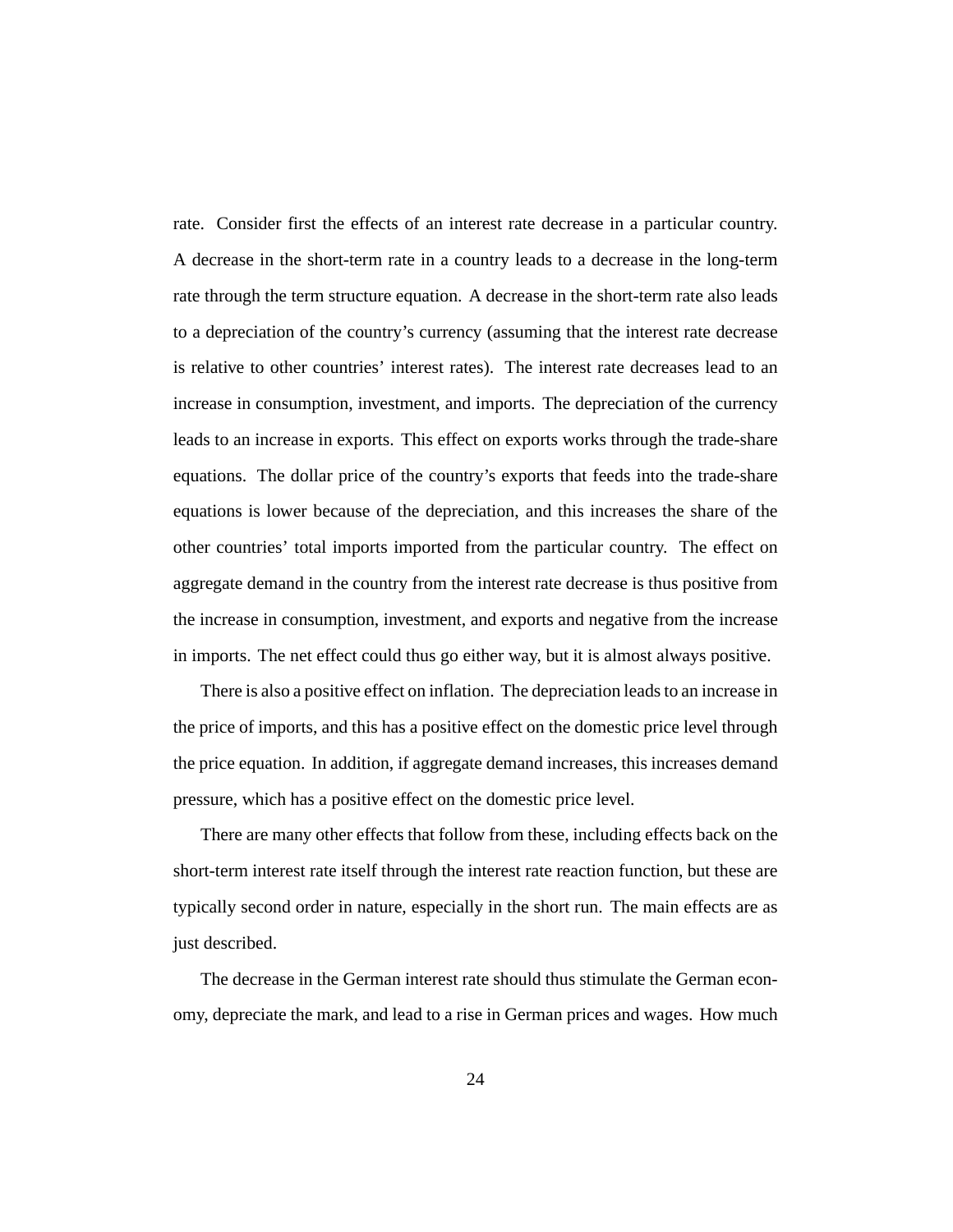rate. Consider first the effects of an interest rate decrease in a particular country. A decrease in the short-term rate in a country leads to a decrease in the long-term rate through the term structure equation. A decrease in the short-term rate also leads to a depreciation of the country's currency (assuming that the interest rate decrease is relative to other countries' interest rates). The interest rate decreases lead to an increase in consumption, investment, and imports. The depreciation of the currency leads to an increase in exports. This effect on exports works through the trade-share equations. The dollar price of the country's exports that feeds into the trade-share equations is lower because of the depreciation, and this increases the share of the other countries' total imports imported from the particular country. The effect on aggregate demand in the country from the interest rate decrease is thus positive from the increase in consumption, investment, and exports and negative from the increase in imports. The net effect could thus go either way, but it is almost always positive.

There is also a positive effect on inflation. The depreciation leads to an increase in the price of imports, and this has a positive effect on the domestic price level through the price equation. In addition, if aggregate demand increases, this increases demand pressure, which has a positive effect on the domestic price level.

There are many other effects that follow from these, including effects back on the short-term interest rate itself through the interest rate reaction function, but these are typically second order in nature, especially in the short run. The main effects are as just described.

The decrease in the German interest rate should thus stimulate the German economy, depreciate the mark, and lead to a rise in German prices and wages. How much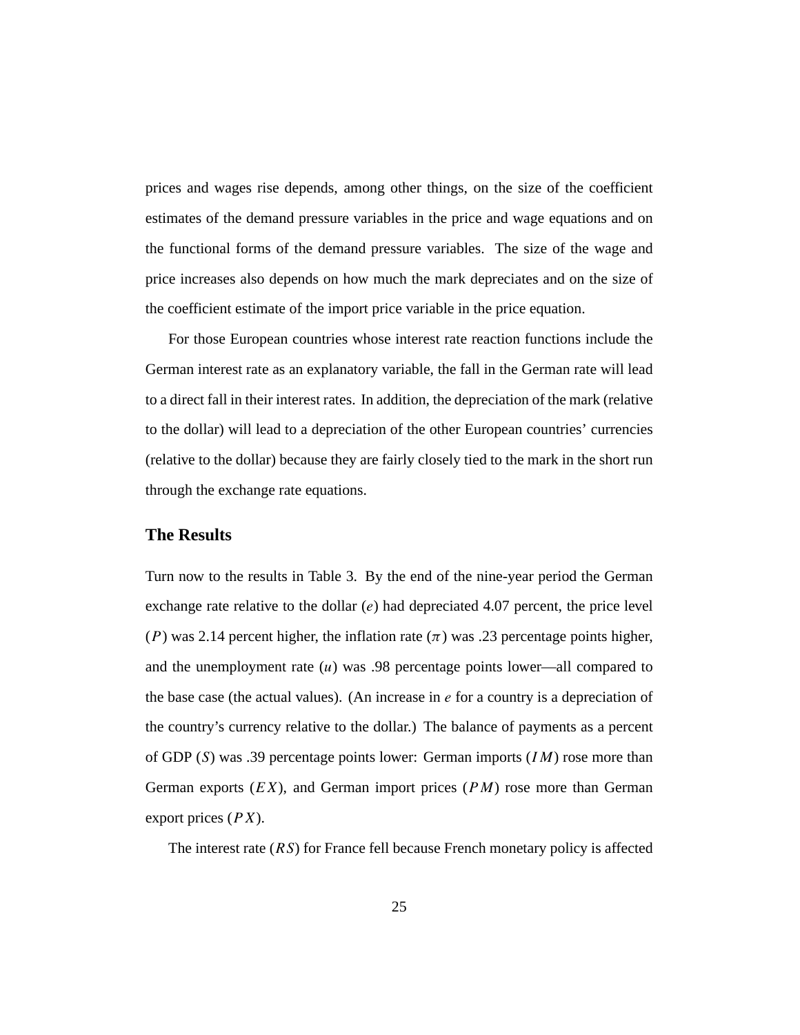prices and wages rise depends, among other things, on the size of the coefficient estimates of the demand pressure variables in the price and wage equations and on the functional forms of the demand pressure variables. The size of the wage and price increases also depends on how much the mark depreciates and on the size of the coefficient estimate of the import price variable in the price equation.

For those European countries whose interest rate reaction functions include the German interest rate as an explanatory variable, the fall in the German rate will lead to a direct fall in their interest rates. In addition, the depreciation of the mark (relative to the dollar) will lead to a depreciation of the other European countries' currencies (relative to the dollar) because they are fairly closely tied to the mark in the short run through the exchange rate equations.

## The Results

Turn now to the results in Table 3. By the end of the nine-year period the German exchange rate relative to the dollar ($e$) had depreciated 4.07 percent, the price level ($P$) was 2.14 percent higher, the inflation rate ($\pi$) was .23 percentage points higher, and the unemployment rate ($u$) was .98 percentage points lower—all compared to the base case (the actual values). (An increase in $e$ for a country is a depreciation of the country's currency relative to the dollar.) The balance of payments as a percent of GDP ($S$) was .39 percentage points lower: German imports ($IM$) rose more than German exports ($EX$), and German import prices ($PM$) rose more than German export prices ($PX$).

The interest rate ($RS$) for France fell because French monetary policy is affected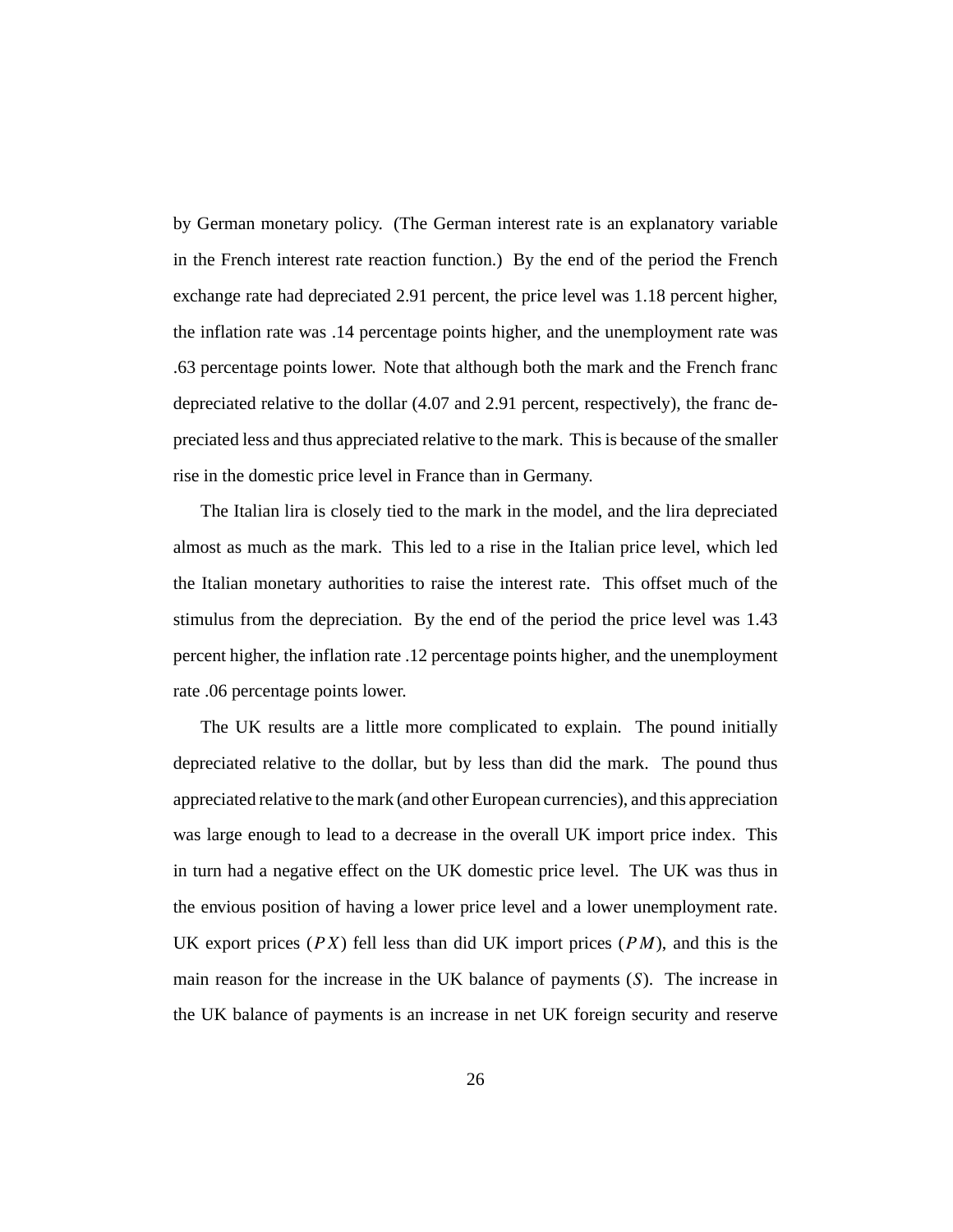by German monetary policy. (The German interest rate is an explanatory variable in the French interest rate reaction function.) By the end of the period the French exchange rate had depreciated 2.91 percent, the price level was 1.18 percent higher, the inflation rate was .14 percentage points higher, and the unemployment rate was .63 percentage points lower. Note that although both the mark and the French franc depreciated relative to the dollar (4.07 and 2.91 percent, respectively), the franc depreciated less and thus appreciated relative to the mark. This is because of the smaller rise in the domestic price level in France than in Germany.

The Italian lira is closely tied to the mark in the model, and the lira depreciated almost as much as the mark. This led to a rise in the Italian price level, which led the Italian monetary authorities to raise the interest rate. This offset much of the stimulus from the depreciation. By the end of the period the price level was 1.43 percent higher, the inflation rate .12 percentage points higher, and the unemployment rate .06 percentage points lower.

The UK results are a little more complicated to explain. The pound initially depreciated relative to the dollar, but by less than did the mark. The pound thus appreciated relative to the mark (and other European currencies), and this appreciation was large enough to lead to a decrease in the overall UK import price index. This in turn had a negative effect on the UK domestic price level. The UK was thus in the envious position of having a lower price level and a lower unemployment rate. UK export prices ($PX$) fell less than did UK import prices ($PM$), and this is the main reason for the increase in the UK balance of payments ($S$). The increase in the UK balance of payments is an increase in net UK foreign security and reserve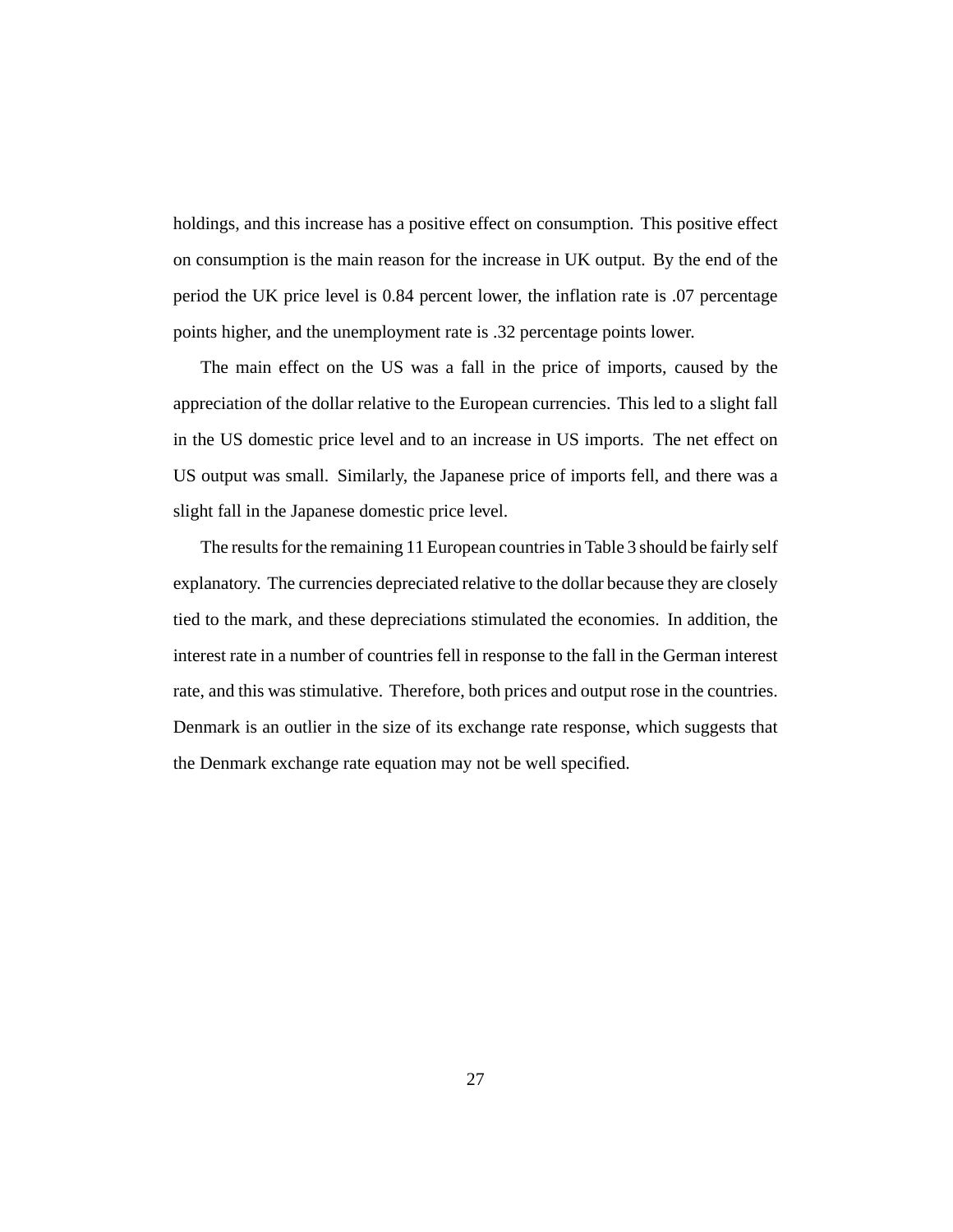holdings, and this increase has a positive effect on consumption. This positive effect on consumption is the main reason for the increase in UK output. By the end of the period the UK price level is 0.84 percent lower, the inflation rate is .07 percentage points higher, and the unemployment rate is .32 percentage points lower.

The main effect on the US was a fall in the price of imports, caused by the appreciation of the dollar relative to the European currencies. This led to a slight fall in the US domestic price level and to an increase in US imports. The net effect on US output was small. Similarly, the Japanese price of imports fell, and there was a slight fall in the Japanese domestic price level.

The results for the remaining 11 European countries in Table 3 should be fairly self explanatory. The currencies depreciated relative to the dollar because they are closely tied to the mark, and these depreciations stimulated the economies. In addition, the interest rate in a number of countries fell in response to the fall in the German interest rate, and this was stimulative. Therefore, both prices and output rose in the countries. Denmark is an outlier in the size of its exchange rate response, which suggests that the Denmark exchange rate equation may not be well specified.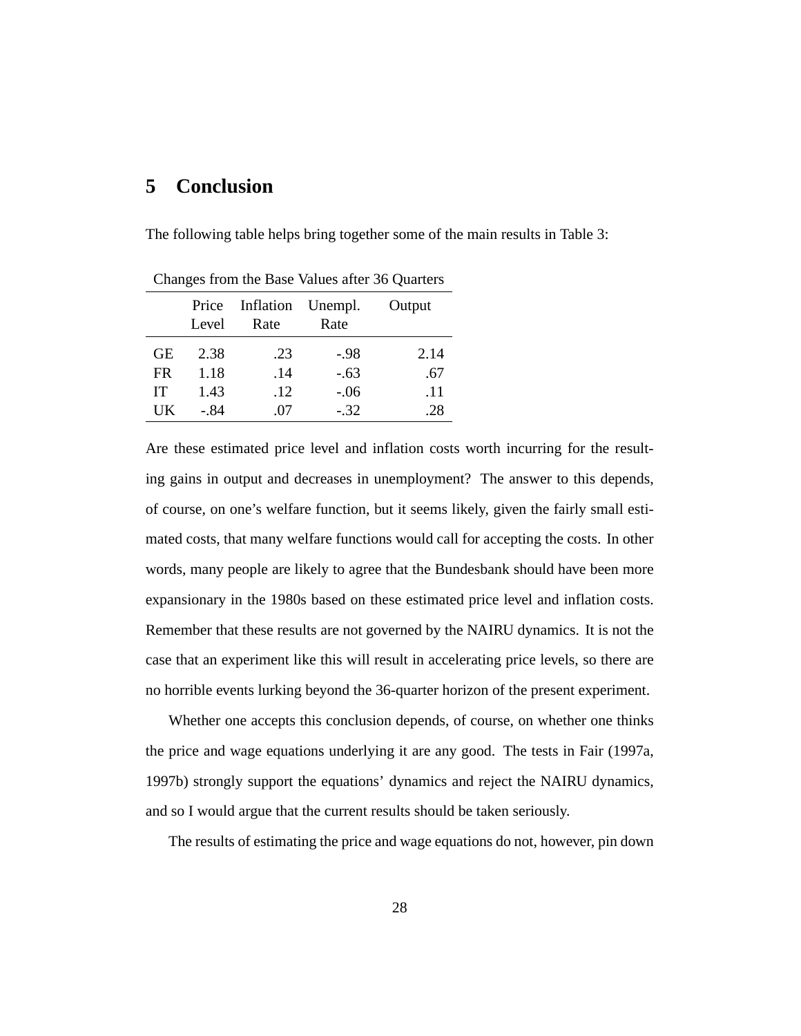# 5 Conclusion

The following table helps bring together some of the main results in Table 3:

Changes from the Base Values after 36 Quarters

| | Price Level | Inflation Rate | Unempl. Rate | Output |
|---|---|---|---|---|
| GE | 2.38 | .23 | -.98 | 2.14 |
| FR | 1.18 | .14 | -.63 | .67 |
| IT | 1.43 | .12 | -.06 | .11 |
| UK | -.84 | .07 | -.32 | .28 |

Are these estimated price level and inflation costs worth incurring for the resulting gains in output and decreases in unemployment? The answer to this depends, of course, on one's welfare function, but it seems likely, given the fairly small estimated costs, that many welfare functions would call for accepting the costs. In other words, many people are likely to agree that the Bundesbank should have been more expansionary in the 1980s based on these estimated price level and inflation costs. Remember that these results are not governed by the NAIRU dynamics. It is not the case that an experiment like this will result in accelerating price levels, so there are no horrible events lurking beyond the 36-quarter horizon of the present experiment.

Whether one accepts this conclusion depends, of course, on whether one thinks the price and wage equations underlying it are any good. The tests in Fair (1997a, 1997b) strongly support the equations' dynamics and reject the NAIRU dynamics, and so I would argue that the current results should be taken seriously.

The results of estimating the price and wage equations do not, however, pin down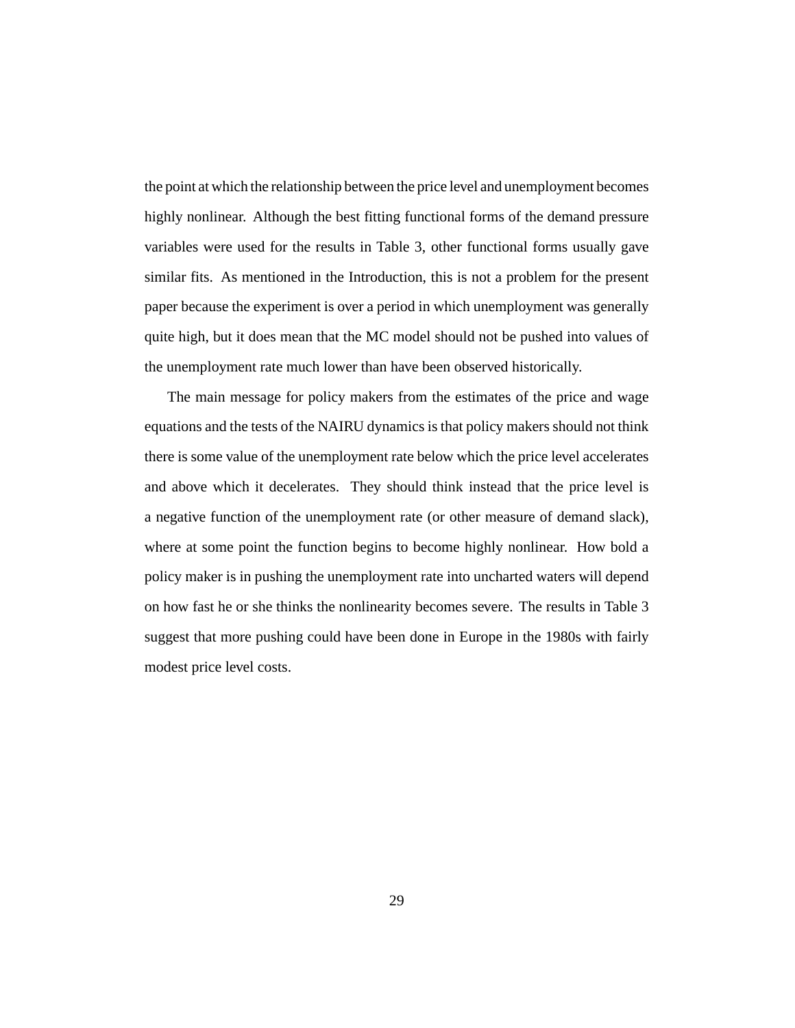the point at which the relationship between the price level and unemployment becomes highly nonlinear. Although the best fitting functional forms of the demand pressure variables were used for the results in Table 3, other functional forms usually gave similar fits. As mentioned in the Introduction, this is not a problem for the present paper because the experiment is over a period in which unemployment was generally quite high, but it does mean that the MC model should not be pushed into values of the unemployment rate much lower than have been observed historically.

The main message for policy makers from the estimates of the price and wage equations and the tests of the NAIRU dynamics is that policy makers should not think there is some value of the unemployment rate below which the price level accelerates and above which it decelerates. They should think instead that the price level is a negative function of the unemployment rate (or other measure of demand slack), where at some point the function begins to become highly nonlinear. How bold a policy maker is in pushing the unemployment rate into uncharted waters will depend on how fast he or she thinks the nonlinearity becomes severe. The results in Table 3 suggest that more pushing could have been done in Europe in the 1980s with fairly modest price level costs.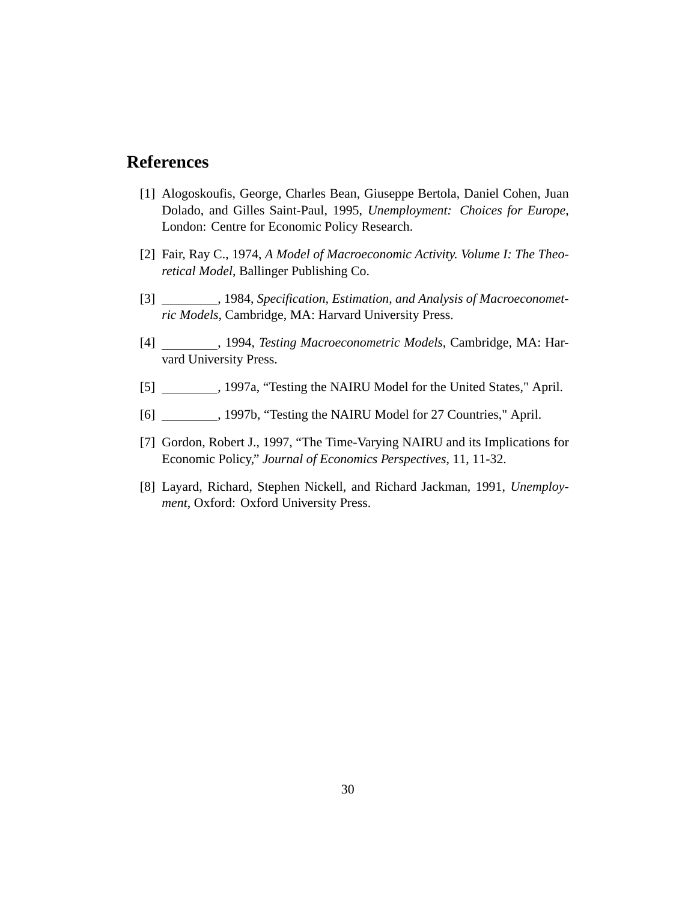## References

[1] Alogoskoufis, George, Charles Bean, Giuseppe Bertola, Daniel Cohen, Juan Dolado, and Gilles Saint-Paul, 1995, *Unemployment: Choices for Europe*, London: Centre for Economic Policy Research.

[2] Fair, Ray C., 1974, *A Model of Macroeconomic Activity. Volume I: The Theoretical Model*, Ballinger Publishing Co.

[3] ________, 1984, *Specification, Estimation, and Analysis of Macroeconometric Models*, Cambridge, MA: Harvard University Press.

[4] ________, 1994, *Testing Macroeconometric Models*, Cambridge, MA: Harvard University Press.

[5] ________, 1997a, "Testing the NAIRU Model for the United States," April.

[6] ________, 1997b, "Testing the NAIRU Model for 27 Countries," April.

[7] Gordon, Robert J., 1997, "The Time-Varying NAIRU and its Implications for Economic Policy," *Journal of Economics Perspectives*, 11, 11-32.

[8] Layard, Richard, Stephen Nickell, and Richard Jackman, 1991, *Unemployment*, Oxford: Oxford University Press.